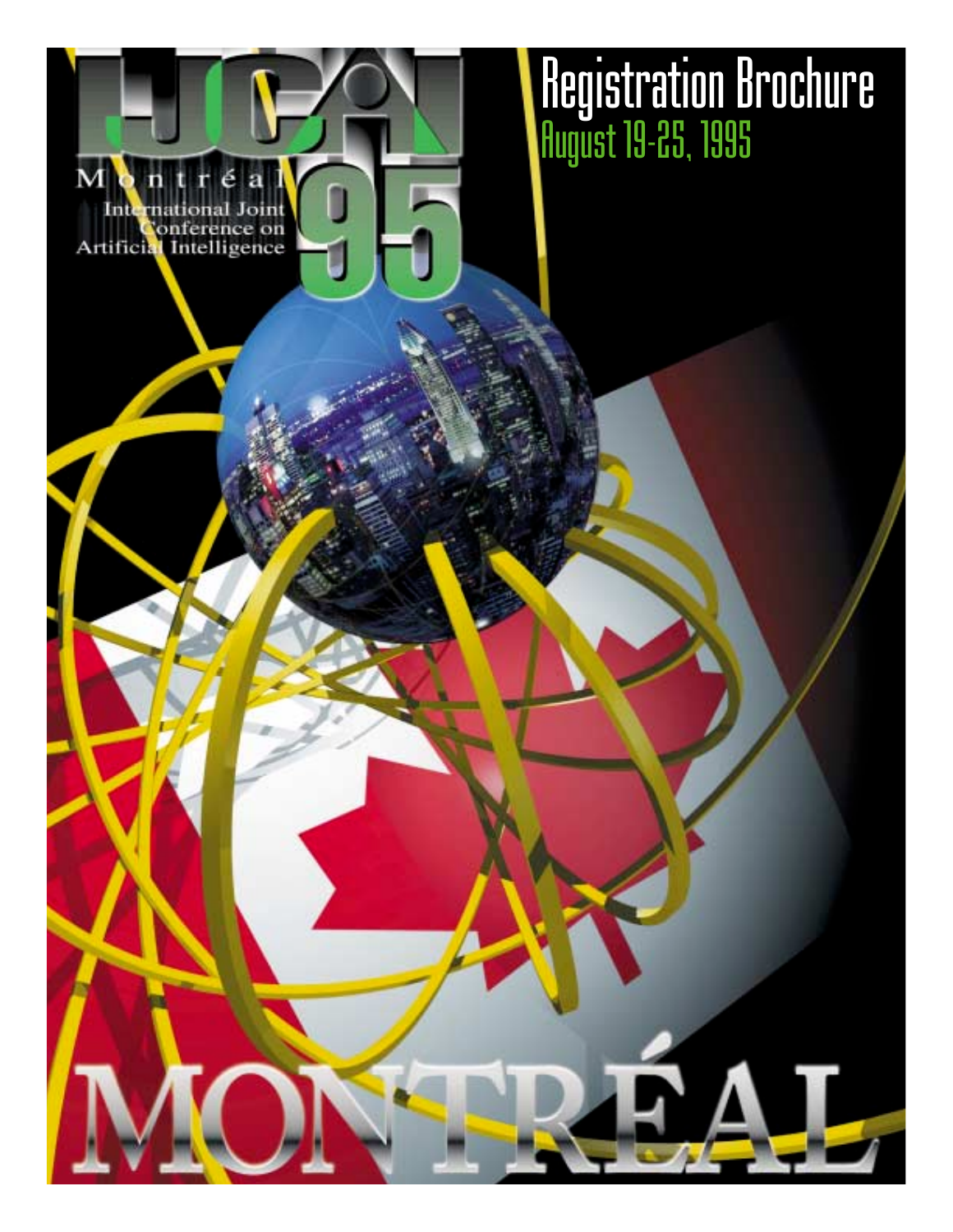# IJCAI 95

Montréal

International Joint Conference on Artificial Intelligence

# Registration Brochure

## August 19-25, 1995

MONTRÉAL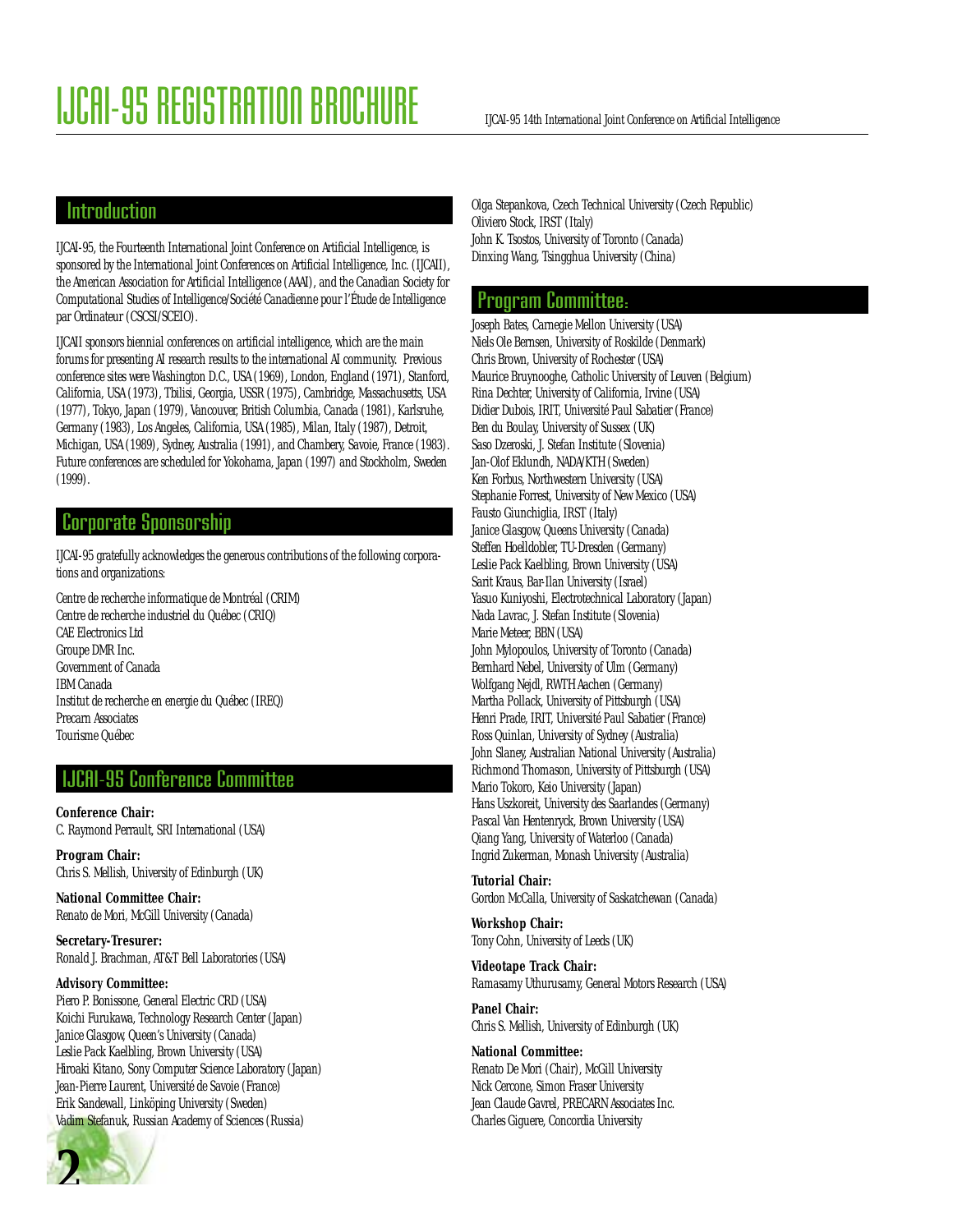# IJCAI-95 REGISTRATION BROCHURE

## Introduction

IJCAI-95, the Fourteenth International Joint Conference on Artificial Intelligence, is sponsored by the International Joint Conferences on Artificial Intelligence, Inc. (IJCAII), the American Association for Artificial Intelligence (AAAI), and the Canadian Society for Computational Studies of Intelligence/Société Canadienne pour l'Étude de Intelligence par Ordinateur (CSCSI/SCEIO).

IJCAII sponsors biennial conferences on artificial intelligence, which are the main forums for presenting AI research results to the international AI community. Previous conference sites were Washington D.C., USA (1969), London, England (1971), Stanford, California, USA (1973), Tbilisi, Georgia, USSR (1975), Cambridge, Massachusetts, USA (1977), Tokyo, Japan (1979), Vancouver, British Columbia, Canada (1981), Karlsruhe, Germany (1983), Los Angeles, California, USA (1985), Milan, Italy (1987), Detroit, Michigan, USA (1989), Sydney, Australia (1991), and Chambery, Savoie, France (1983). Future conferences are scheduled for Yokohama, Japan (1997) and Stockholm, Sweden (1999).

## Corporate Sponsorship

IJCAI-95 gratefully acknowledges the generous contributions of the following corporations and organizations:

Centre de recherche informatique de Montréal (CRIM)
Centre de recherche industriel du Québec (CRIQ)
CAE Electronics Ltd
Groupe DMR Inc.
Government of Canada
IBM Canada
Institut de recherche en energie du Québec (IREQ)
Precarn Associates
Tourisme Québec

## IJCAI-95 Conference Committee

**Conference Chair:**
C. Raymond Perrault, SRI International (USA)

**Program Chair:**
Chris S. Mellish, University of Edinburgh (UK)

**National Committee Chair:**
Renato de Mori, McGill University (Canada)

**Secretary-Tresurer:**
Ronald J. Brachman, AT&T Bell Laboratories (USA)

**Advisory Committee:**
Piero P. Bonissone, General Electric CRD (USA)
Koichi Furukawa, Technology Research Center (Japan)
Janice Glasgow, Queen's University (Canada)
Leslie Pack Kaelbling, Brown University (USA)
Hiroaki Kitano, Sony Computer Science Laboratory (Japan)
Jean-Pierre Laurent, Université de Savoie (France)
Erik Sandewall, Linköping University (Sweden)
Vadim Stefanuk, Russian Academy of Sciences (Russia)
Olga Stepankova, Czech Technical University (Czech Republic)
Oliviero Stock, IRST (Italy)
John K. Tsostos, University of Toronto (Canada)
Dinxing Wang, Tsingghua University (China)

## Program Committee:

Joseph Bates, Carnegie Mellon University (USA)
Niels Ole Bernsen, University of Roskilde (Denmark)
Chris Brown, University of Rochester (USA)
Maurice Bruynooghe, Catholic University of Leuven (Belgium)
Rina Dechter, University of California, Irvine (USA)
Didier Dubois, IRIT, Université Paul Sabatier (France)
Ben du Boulay, University of Sussex (UK)
Saso Dzeroski, J. Stefan Institute (Slovenia)
Jan-Olof Eklundh, NADA/KTH (Sweden)
Ken Forbus, Northwestern University (USA)
Stephanie Forrest, University of New Mexico (USA)
Fausto Giunchiglia, IRST (Italy)
Janice Glasgow, Queens University (Canada)
Steffen Hoelldobler, TU-Dresden (Germany)
Leslie Pack Kaelbling, Brown University (USA)
Sarit Kraus, Bar-Ilan University (Israel)
Yasuo Kuniyoshi, Electrotechnical Laboratory (Japan)
Nada Lavrac, J. Stefan Institute (Slovenia)
Marie Meteer, BBN (USA)
John Mylopoulos, University of Toronto (Canada)
Bernhard Nebel, University of Ulm (Germany)
Wolfgang Nejdl, RWTH Aachen (Germany)
Martha Pollack, University of Pittsburgh (USA)
Henri Prade, IRIT, Université Paul Sabatier (France)
Ross Quinlan, University of Sydney (Australia)
John Slaney, Australian National University (Australia)
Richmond Thomason, University of Pittsburgh (USA)
Mario Tokoro, Keio University (Japan)
Hans Uszkoreit, University des Saarlandes (Germany)
Pascal Van Hentenryck, Brown University (USA)
Qiang Yang, University of Waterloo (Canada)
Ingrid Zukerman, Monash University (Australia)

**Tutorial Chair:**
Gordon McCalla, University of Saskatchewan (Canada)

**Workshop Chair:**
Tony Cohn, University of Leeds (UK)

**Videotape Track Chair:**
Ramasamy Uthurusamy, General Motors Research (USA)

**Panel Chair:**
Chris S. Mellish, University of Edinburgh (UK)

**National Committee:**
Renato De Mori (Chair), McGill University
Nick Cercone, Simon Fraser University
Jean Claude Gavrel, PRECARN Associates Inc.
Charles Giguere, Concordia University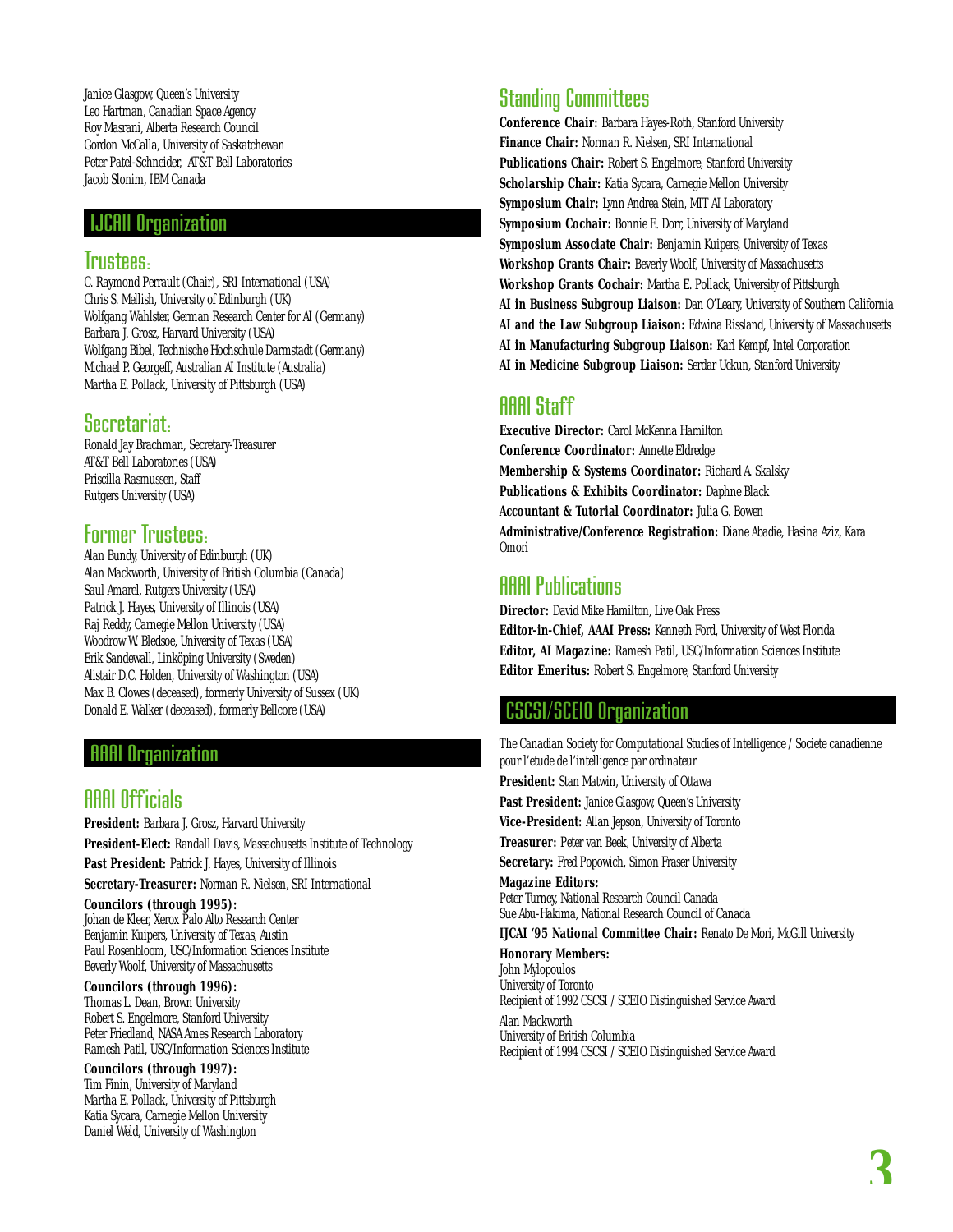Janice Glasgow, Queen's University
Leo Hartman, Canadian Space Agency
Roy Masrani, Alberta Research Council
Gordon McCalla, University of Saskatchewan
Peter Patel-Schneider, AT&T Bell Laboratories
Jacob Slonim, IBM Canada

## IJCAII Organization

### Trustees:

C. Raymond Perrault (Chair), SRI International (USA)
Chris S. Mellish, University of Edinburgh (UK)
Wolfgang Wahlster, German Research Center for AI (Germany)
Barbara J. Grosz, Harvard University (USA)
Wolfgang Bibel, Technische Hochschule Darmstadt (Germany)
Michael P. Georgeff, Australian AI Institute (Australia)
Martha E. Pollack, University of Pittsburgh (USA)

### Secretariat:

Ronald Jay Brachman, Secretary-Treasurer
AT&T Bell Laboratories (USA)
Priscilla Rasmussen, Staff
Rutgers University (USA)

### Former Trustees:

Alan Bundy, University of Edinburgh (UK)
Alan Mackworth, University of British Columbia (Canada)
Saul Amarel, Rutgers University (USA)
Patrick J. Hayes, University of Illinois (USA)
Raj Reddy, Carnegie Mellon University (USA)
Woodrow W. Bledsoe, University of Texas (USA)
Erik Sandewall, Linköping University (Sweden)
Alistair D.C. Holden, University of Washington (USA)
Max B. Clowes (deceased), formerly University of Sussex (UK)
Donald E. Walker (deceased), formerly Bellcore (USA)

## AAAI Organization

### AAAI Officials

**President:** Barbara J. Grosz, Harvard University

**President-Elect:** Randall Davis, Massachusetts Institute of Technology

**Past President:** Patrick J. Hayes, University of Illinois

**Secretary-Treasurer:** Norman R. Nielsen, SRI International

**Councilors (through 1995):**
Johan de Kleer, Xerox Palo Alto Research Center
Benjamin Kuipers, University of Texas, Austin
Paul Rosenbloom, USC/Information Sciences Institute
Beverly Woolf, University of Massachusetts

**Councilors (through 1996):**
Thomas L. Dean, Brown University
Robert S. Engelmore, Stanford University
Peter Friedland, NASA Ames Research Laboratory
Ramesh Patil, USC/Information Sciences Institute

**Councilors (through 1997):**
Tim Finin, University of Maryland
Martha E. Pollack, University of Pittsburgh
Katia Sycara, Carnegie Mellon University
Daniel Weld, University of Washington

### Standing Committees

**Conference Chair:** Barbara Hayes-Roth, Stanford University
**Finance Chair:** Norman R. Nielsen, SRI International
**Publications Chair:** Robert S. Engelmore, Stanford University
**Scholarship Chair:** Katia Sycara, Carnegie Mellon University
**Symposium Chair:** Lynn Andrea Stein, MIT AI Laboratory
**Symposium Cochair:** Bonnie E. Dorr, University of Maryland
**Symposium Associate Chair:** Benjamin Kuipers, University of Texas
**Workshop Grants Chair:** Beverly Woolf, University of Massachusetts
**Workshop Grants Cochair:** Martha E. Pollack, University of Pittsburgh
**AI in Business Subgroup Liaison:** Dan O'Leary, University of Southern California
**AI and the Law Subgroup Liaison:** Edwina Rissland, University of Massachusetts
**AI in Manufacturing Subgroup Liaison:** Karl Kempf, Intel Corporation
**AI in Medicine Subgroup Liaison:** Serdar Uckun, Stanford University

### AAAI Staff

**Executive Director:** Carol McKenna Hamilton
**Conference Coordinator:** Annette Eldredge
**Membership & Systems Coordinator:** Richard A. Skalsky
**Publications & Exhibits Coordinator:** Daphne Black
**Accountant & Tutorial Coordinator:** Julia G. Bowen
**Administrative/Conference Registration:** Diane Abadie, Hasina Aziz, Kara Omori

### AAAI Publications

**Director:** David Mike Hamilton, Live Oak Press
**Editor-in-Chief, AAAI Press:** Kenneth Ford, University of West Florida
**Editor, AI Magazine:** Ramesh Patil, USC/Information Sciences Institute
**Editor Emeritus:** Robert S. Engelmore, Stanford University

## CSCSI/SCEIO Organization

The Canadian Society for Computational Studies of Intelligence / Societe canadienne pour l'etude de l'intelligence par ordinateur

**President:** Stan Matwin, University of Ottawa

**Past President:** Janice Glasgow, Queen's University

**Vice-President:** Allan Jepson, University of Toronto

**Treasurer:** Peter van Beek, University of Alberta

**Secretary:** Fred Popowich, Simon Fraser University

**Magazine Editors:**
Peter Turney, National Research Council Canada
Sue Abu-Hakima, National Research Council of Canada

**IJCAI '95 National Committee Chair:** Renato De Mori, McGill University

**Honorary Members:**
John Mylopoulos
University of Toronto
Recipient of 1992 CSCSI / SCEIO Distinguished Service Award

Alan Mackworth
University of British Columbia
Recipient of 1994 CSCSI / SCEIO Distinguished Service Award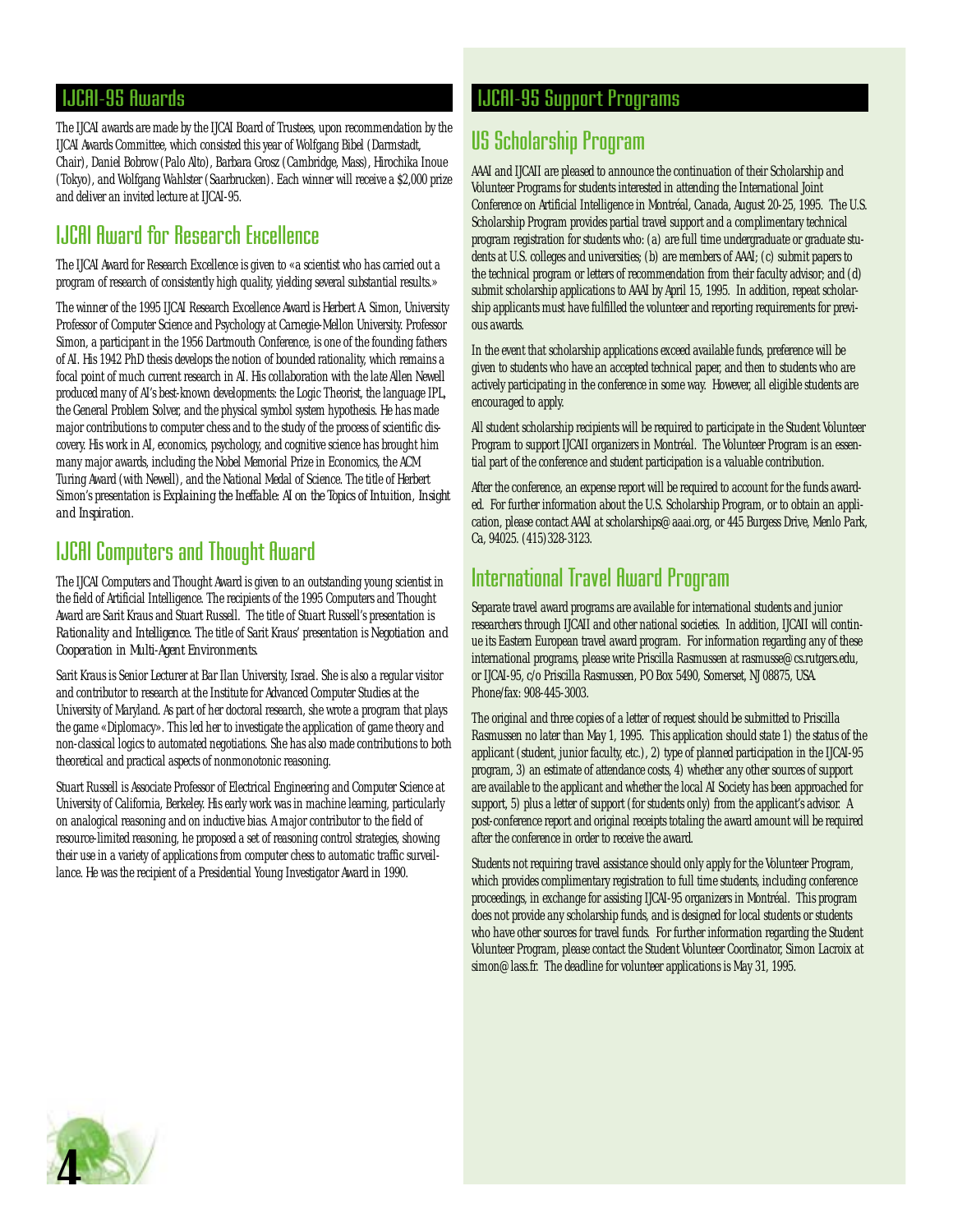## IJCAI-95 Awards

The IJCAI awards are made by the IJCAI Board of Trustees, upon recommendation by the IJCAI Awards Committee, which consisted this year of Wolfgang Bibel (Darmstadt, Chair), Daniel Bobrow (Palo Alto), Barbara Grosz (Cambridge, Mass), Hirochika Inoue (Tokyo), and Wolfgang Wahlster (Saarbrucken). Each winner will receive a $2,000 prize and deliver an invited lecture at IJCAI-95.

### IJCAI Award for Research Excellence

The IJCAI Award for Research Excellence is given to «a scientist who has carried out a program of research of consistently high quality, yielding several substantial results.»

The winner of the 1995 IJCAI Research Excellence Award is Herbert A. Simon, University Professor of Computer Science and Psychology at Carnegie-Mellon University. Professor Simon, a participant in the 1956 Dartmouth Conference, is one of the founding fathers of AI. His 1942 PhD thesis develops the notion of bounded rationality, which remains a focal point of much current research in AI. His collaboration with the late Allen Newell produced many of AI's best-known developments: the Logic Theorist, the language IPL, the General Problem Solver, and the physical symbol system hypothesis. He has made major contributions to computer chess and to the study of the process of scientific discovery. His work in AI, economics, psychology, and cognitive science has brought him many major awards, including the Nobel Memorial Prize in Economics, the ACM Turing Award (with Newell), and the National Medal of Science. The title of Herbert Simon's presentation is *Explaining the Ineffable: AI on the Topics of Intuition, Insight and Inspiration.*

### IJCAI Computers and Thought Award

The IJCAI Computers and Thought Award is given to an outstanding young scientist in the field of Artificial Intelligence. The recipients of the 1995 Computers and Thought Award are Sarit Kraus and Stuart Russell. The title of Stuart Russell's presentation is *Rationality and Intelligence*. The title of Sarit Kraus' presentation is *Negotiation and Cooperation in Multi-Agent Environments.*

Sarit Kraus is Senior Lecturer at Bar Ilan University, Israel. She is also a regular visitor and contributor to research at the Institute for Advanced Computer Studies at the University of Maryland. As part of her doctoral research, she wrote a program that plays the game «Diplomacy». This led her to investigate the application of game theory and non-classical logics to automated negotiations. She has also made contributions to both theoretical and practical aspects of nonmonotonic reasoning.

Stuart Russell is Associate Professor of Electrical Engineering and Computer Science at University of California, Berkeley. His early work was in machine learning, particularly on analogical reasoning and on inductive bias. A major contributor to the field of resource-limited reasoning, he proposed a set of reasoning control strategies, showing their use in a variety of applications from computer chess to automatic traffic surveillance. He was the recipient of a Presidential Young Investigator Award in 1990.

## IJCAI-95 Support Programs

### US Scholarship Program

AAAI and IJCAII are pleased to announce the continuation of their Scholarship and Volunteer Programs for students interested in attending the International Joint Conference on Artificial Intelligence in Montréal, Canada, August 20-25, 1995. The U.S. Scholarship Program provides partial travel support and a complimentary technical program registration for students who: (a) are full time undergraduate or graduate students at U.S. colleges and universities; (b) are members of AAAI; (c) submit papers to the technical program or letters of recommendation from their faculty advisor; and (d) submit scholarship applications to AAAI by April 15, 1995. In addition, repeat scholarship applicants must have fulfilled the volunteer and reporting requirements for previous awards.

In the event that scholarship applications exceed available funds, preference will be given to students who have an accepted technical paper, and then to students who are actively participating in the conference in some way. However, all eligible students are encouraged to apply.

All student scholarship recipients will be required to participate in the Student Volunteer Program to support IJCAII organizers in Montréal. The Volunteer Program is an essential part of the conference and student participation is a valuable contribution.

After the conference, an expense report will be required to account for the funds awarded. For further information about the U.S. Scholarship Program, or to obtain an application, please contact AAAI at scholarships@aaai.org, or 445 Burgess Drive, Menlo Park, Ca, 94025. (415)328-3123.

### International Travel Award Program

Separate travel award programs are available for international students and junior researchers through IJCAII and other national societies. In addition, IJCAII will continue its Eastern European travel award program. For information regarding any of these international programs, please write Priscilla Rasmussen at rasmusse@cs.rutgers.edu, or IJCAI-95, c/o Priscilla Rasmussen, PO Box 5490, Somerset, NJ 08875, USA. Phone/fax: 908-445-3003.

The original and three copies of a letter of request should be submitted to Priscilla Rasmussen no later than May 1, 1995. This application should state 1) the status of the applicant (student, junior faculty, etc.), 2) type of planned participation in the IJCAI-95 program, 3) an estimate of attendance costs, 4) whether any other sources of support are available to the applicant and whether the local AI Society has been approached for support, 5) plus a letter of support (for students only) from the applicant's advisor. A post-conference report and original receipts totaling the award amount will be required after the conference in order to receive the award.

Students not requiring travel assistance should only apply for the Volunteer Program, which provides complimentary registration to full time students, including conference proceedings, in exchange for assisting IJCAI-95 organizers in Montréal. This program does not provide any scholarship funds, and is designed for local students or students who have other sources for travel funds. For further information regarding the Student Volunteer Program, please contact the Student Volunteer Coordinator, Simon Lacroix at simon@lass.fr. The deadline for volunteer applications is May 31, 1995.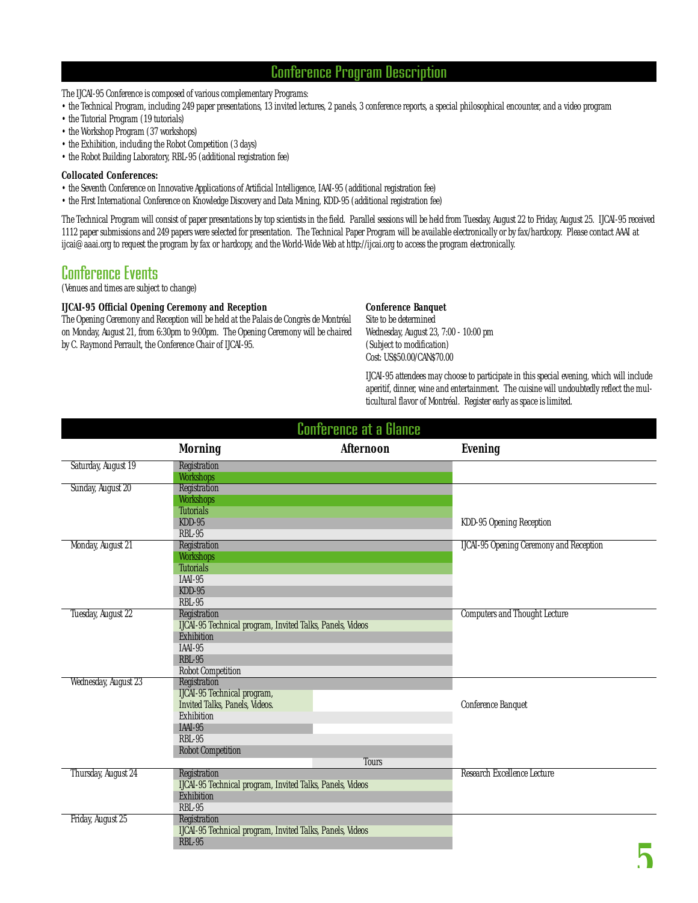## Conference Program Description

The IJCAI-95 Conference is composed of various complementary Programs:

- the Technical Program, including 249 paper presentations, 13 invited lectures, 2 panels, 3 conference reports, a special philosophical encounter, and a video program
- the Tutorial Program (19 tutorials)
- the Workshop Program (37 workshops)
- the Exhibition, including the Robot Competition (3 days)
- the Robot Building Laboratory, RBL-95 (additional registration fee)

**Collocated Conferences:**

- the Seventh Conference on Innovative Applications of Artificial Intelligence, IAAI-95 (additional registration fee)
- the First International Conference on Knowledge Discovery and Data Mining, KDD-95 (additional registration fee)

The Technical Program will consist of paper presentations by top scientists in the field. Parallel sessions will be held from Tuesday, August 22 to Friday, August 25. IJCAI-95 received 1112 paper submissions and 249 papers were selected for presentation. The Technical Paper Program will be available electronically or by fax/hardcopy. Please contact AAAI at ijcai@aaai.org to request the program by fax or hardcopy, and the World-Wide Web at http://ijcai.org to access the program electronically.

## Conference Events

(Venues and times are subject to change)

**IJCAI-95 Official Opening Ceremony and Reception**

The Opening Ceremony and Reception will be held at the Palais de Congrès de Montréal on Monday, August 21, from 6:30pm to 9:00pm. The Opening Ceremony will be chaired by C. Raymond Perrault, the Conference Chair of IJCAI-95.

**Conference Banquet**

Site to be determined
Wednesday, August 23, 7:00 - 10:00 pm
(Subject to modification)
Cost: US$50.00/CAN$70.00

IJCAI-95 attendees may choose to participate in this special evening, which will include aperitif, dinner, wine and entertainment. The cuisine will undoubtedly reflect the multicultural flavor of Montréal. Register early as space is limited.

## Conference at a Glance

| | Morning | Afternoon | Evening |
|---|---|---|---|
| Saturday, August 19 | Registration | Registration | |
| | Workshops | Workshops | |
| Sunday, August 20 | Registration | Registration | |
| | Workshops | Workshops | |
| | Tutorials | Tutorials | |
| | KDD-95 | KDD-95 | KDD-95 Opening Reception |
| | RBL-95 | RBL-95 | |
| Monday, August 21 | Registration | Registration | IJCAI-95 Opening Ceremony and Reception |
| | Workshops | Workshops | |
| | Tutorials | Tutorials | |
| | IAAI-95 | IAAI-95 | |
| | KDD-95 | KDD-95 | |
| | RBL-95 | RBL-95 | |
| Tuesday, August 22 | Registration | Registration | Computers and Thought Lecture |
| | IJCAI-95 Technical program, Invited Talks, Panels, Videos | IJCAI-95 Technical program, Invited Talks, Panels, Videos | |
| | Exhibition | Exhibition | |
| | IAAI-95 | IAAI-95 | |
| | RBL-95 | RBL-95 | |
| | Robot Competition | Robot Competition | |
| Wednesday, August 23 | Registration | Registration | |
| | IJCAI-95 Technical program, Invited Talks, Panels, Videos. | | Conference Banquet |
| | Exhibition | Exhibition | |
| | IAAI-95 | | |
| | RBL-95 | RBL-95 | |
| | Robot Competition | Robot Competition | |
| | | Tours | |
| Thursday, August 24 | Registration | Registration | Research Excellence Lecture |
| | IJCAI-95 Technical program, Invited Talks, Panels, Videos | IJCAI-95 Technical program, Invited Talks, Panels, Videos | |
| | Exhibition | Exhibition | |
| | RBL-95 | RBL-95 | |
| Friday, August 25 | Registration | Registration | |
| | IJCAI-95 Technical program, Invited Talks, Panels, Videos | IJCAI-95 Technical program, Invited Talks, Panels, Videos | |
| | RBL-95 | RBL-95 | |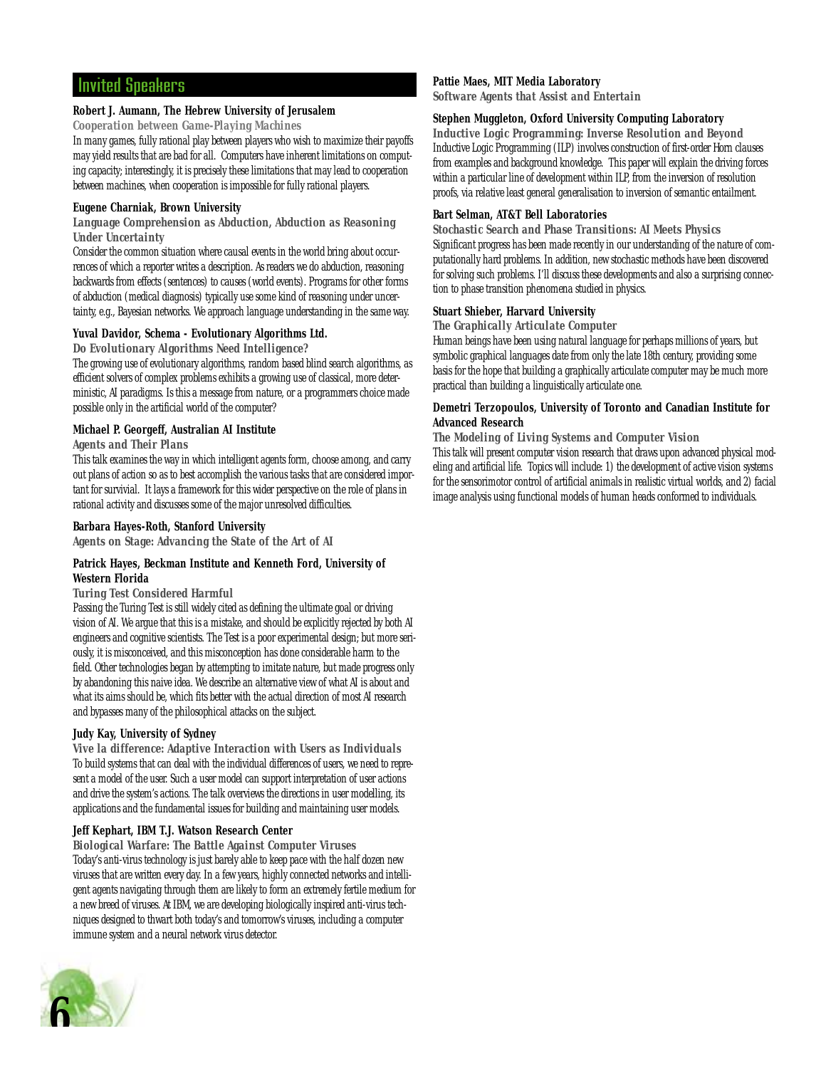## Invited Speakers

**Robert J. Aumann, The Hebrew University of Jerusalem**
**Cooperation between Game-Playing Machines**
In many games, fully rational play between players who wish to maximize their payoffs may yield results that are bad for all. Computers have inherent limitations on computing capacity; interestingly, it is precisely these limitations that may lead to cooperation between machines, when cooperation is impossible for fully rational players.

**Eugene Charniak, Brown University**
**Language Comprehension as Abduction, Abduction as Reasoning Under Uncertainty**
Consider the common situation where causal events in the world bring about occurrences of which a reporter writes a description. As readers we do abduction, reasoning backwards from effects (sentences) to causes (world events). Programs for other forms of abduction (medical diagnosis) typically use some kind of reasoning under uncertainty, e.g., Bayesian networks. We approach language understanding in the same way.

**Yuval Davidor, Schema - Evolutionary Algorithms Ltd.**
**Do Evolutionary Algorithms Need Intelligence?**
The growing use of evolutionary algorithms, random based blind search algorithms, as efficient solvers of complex problems exhibits a growing use of classical, more deterministic, AI paradigms. Is this a message from nature, or a programmers choice made possible only in the artificial world of the computer?

**Michael P. Georgeff, Australian AI Institute**
**Agents and Their Plans**
This talk examines the way in which intelligent agents form, choose among, and carry out plans of action so as to best accomplish the various tasks that are considered important for survivial. It lays a framework for this wider perspective on the role of plans in rational activity and discusses some of the major unresolved difficulties.

**Barbara Hayes-Roth, Stanford University**
**Agents on Stage: Advancing the State of the Art of AI**

**Patrick Hayes, Beckman Institute and Kenneth Ford, University of Western Florida**
**Turing Test Considered Harmful**
Passing the Turing Test is still widely cited as defining the ultimate goal or driving vision of AI. We argue that this is a mistake, and should be explicitly rejected by both AI engineers and cognitive scientists. The Test is a poor experimental design; but more seriously, it is misconceived, and this misconception has done considerable harm to the field. Other technologies began by attempting to imitate nature, but made progress only by abandoning this naive idea. We describe an alternative view of what AI is about and what its aims should be, which fits better with the actual direction of most AI research and bypasses many of the philosophical attacks on the subject.

**Judy Kay, University of Sydney**
**Vive la difference: Adaptive Interaction with Users as Individuals**
To build systems that can deal with the individual differences of users, we need to represent a model of the user. Such a user model can support interpretation of user actions and drive the system's actions. The talk overviews the directions in user modelling, its applications and the fundamental issues for building and maintaining user models.

**Jeff Kephart, IBM T.J. Watson Research Center**
**Biological Warfare: The Battle Against Computer Viruses**
Today's anti-virus technology is just barely able to keep pace with the half dozen new viruses that are written every day. In a few years, highly connected networks and intelligent agents navigating through them are likely to form an extremely fertile medium for a new breed of viruses. At IBM, we are developing biologically inspired anti-virus techniques designed to thwart both today's and tomorrow's viruses, including a computer immune system and a neural network virus detector.

**Pattie Maes, MIT Media Laboratory**
**Software Agents that Assist and Entertain**

**Stephen Muggleton, Oxford University Computing Laboratory**
**Inductive Logic Programming: Inverse Resolution and Beyond**
Inductive Logic Programming (ILP) involves construction of first-order Horn clauses from examples and background knowledge. This paper will explain the driving forces within a particular line of development within ILP, from the inversion of resolution proofs, via relative least general generalisation to inversion of semantic entailment.

**Bart Selman, AT&T Bell Laboratories**
**Stochastic Search and Phase Transitions: AI Meets Physics**
Significant progress has been made recently in our understanding of the nature of computationally hard problems. In addition, new stochastic methods have been discovered for solving such problems. I'll discuss these developments and also a surprising connection to phase transition phenomena studied in physics.

**Stuart Shieber, Harvard University**
**The Graphically Articulate Computer**
Human beings have been using natural language for perhaps millions of years, but symbolic graphical languages date from only the late 18th century, providing some basis for the hope that building a graphically articulate computer may be much more practical than building a linguistically articulate one.

**Demetri Terzopoulos, University of Toronto and Canadian Institute for Advanced Research**
**The Modeling of Living Systems and Computer Vision**
This talk will present computer vision research that draws upon advanced physical modeling and artificial life. Topics will include: 1) the development of active vision systems for the sensorimotor control of artificial animals in realistic virtual worlds, and 2) facial image analysis using functional models of human heads conformed to individuals.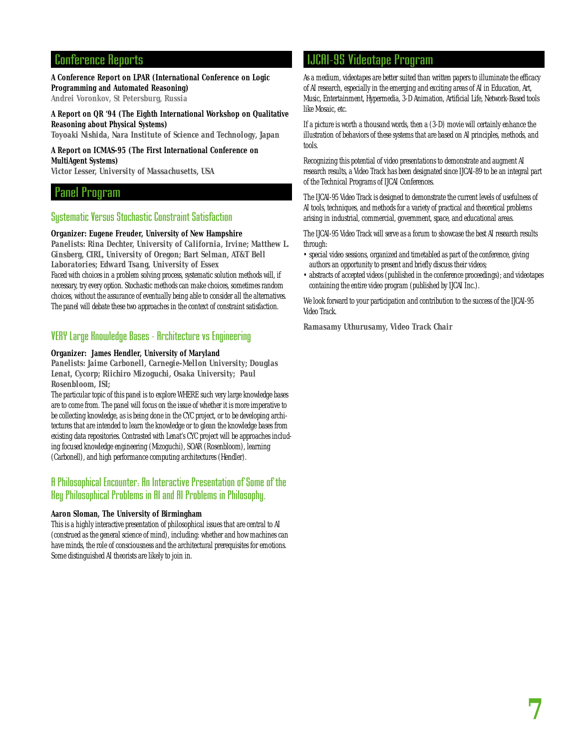## Conference Reports

**A Conference Report on LPAR (International Conference on Logic Programming and Automated Reasoning)**
**Andrei Voronkov, St Petersburg, Russia**

**A Report on QR '94 (The Eighth International Workshop on Qualitative Reasoning about Physical Systems)**
**Toyoaki Nishida, Nara Institute of Science and Technology, Japan**

**A Report on ICMAS-95 (The First International Conference on MultiAgent Systems)**
**Victor Lesser, University of Massachusetts, USA**

## Panel Program

### Systematic Versus Stochastic Constraint Satisfaction

**Organizer: Eugene Freuder, University of New Hampshire**
**Panelists: Rina Dechter, University of California, Irvine; Matthew L. Ginsberg, CIRL, University of Oregon; Bart Selman, AT&T Bell Laboratories; Edward Tsang, University of Essex**

Faced with choices in a problem solving process, systematic solution methods will, if necessary, try every option. Stochastic methods can make choices, sometimes random choices, without the assurance of eventually being able to consider all the alternatives. The panel will debate these two approaches in the context of constraint satisfaction.

### VERY Large Knowledge Bases - Architecture vs Engineering

**Organizer: James Hendler, University of Maryland**
**Panelists: Jaime Carbonell, Carnegie-Mellon University; Douglas Lenat, Cycorp; Riichiro Mizoguchi, Osaka University; Paul Rosenbloom, ISI;**

The particular topic of this panel is to explore WHERE such very large knowledge bases are to come from. The panel will focus on the issue of whether it is more imperative to be collecting knowledge, as is being done in the CYC project, or to be developing architectures that are intended to learn the knowledge or to glean the knowledge bases from existing data repositories. Contrasted with Lenat's CYC project will be approaches including focused knowledge engineering (Mizoguchi), SOAR (Rosenbloom), learning (Carbonell), and high performance computing architectures (Hendler).

### A Philosophical Encounter: An Interactive Presentation of Some of the Key Philosophical Problems in AI and AI Problems in Philosophy.

**Aaron Sloman, The University of Birmingham**

This is a highly interactive presentation of philosophical issues that are central to AI (construed as the general science of mind), including: whether and how machines can have minds, the role of consciousness and the architectural prerequisites for emotions. Some distinguished AI theorists are likely to join in.

## IJCAI-95 Videotape Program

As a medium, videotapes are better suited than written papers to illuminate the efficacy of AI research, especially in the emerging and exciting areas of AI in Education, Art, Music, Entertainment, Hypermedia, 3-D Animation, Artificial Life, Network-Based tools like Mosaic, etc.

If a picture is worth a thousand words, then a (3-D) movie will certainly enhance the illustration of behaviors of these systems that are based on AI principles, methods, and tools.

Recognizing this potential of video presentations to demonstrate and augment AI research results, a Video Track has been designated since IJCAI-89 to be an integral part of the Technical Programs of IJCAI Conferences.

The IJCAI-95 Video Track is designed to demonstrate the current levels of usefulness of AI tools, techniques, and methods for a variety of practical and theoretical problems arising in industrial, commercial, government, space, and educational areas.

The IJCAI-95 Video Track will serve as a forum to showcase the best AI research results through:

- special video sessions, organized and timetabled as part of the conference, giving authors an opportunity to present and briefly discuss their videos;
- abstracts of accepted videos (published in the conference proceedings); and videotapes containing the entire video program (published by IJCAI Inc.).

We look forward to your participation and contribution to the success of the IJCAI-95 Video Track.

*Ramasamy Uthurusamy, Video Track Chair*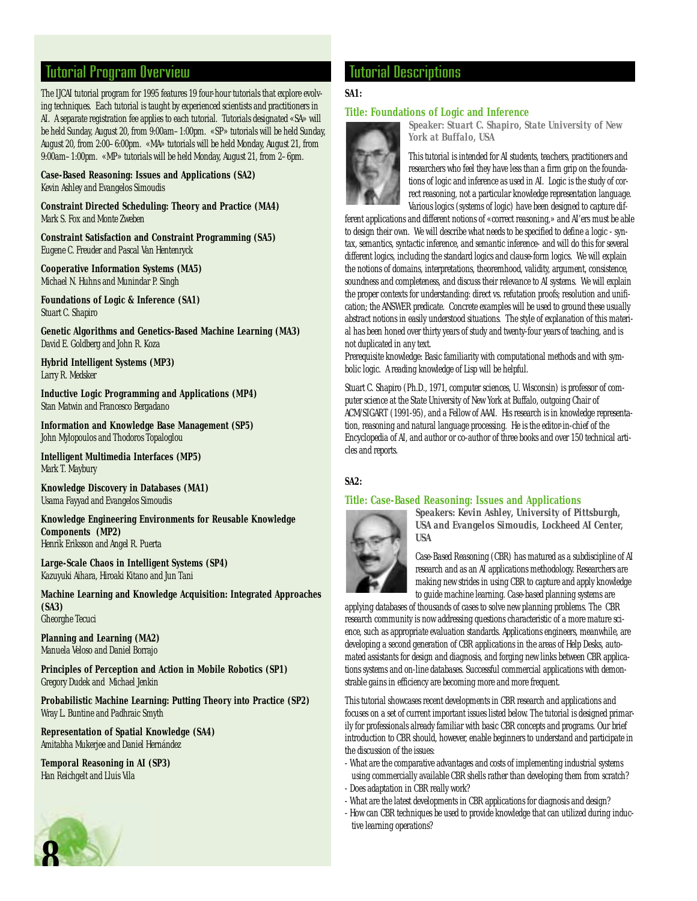## Tutorial Program Overview

The IJCAI tutorial program for 1995 features 19 four-hour tutorials that explore evolving techniques. Each tutorial is taught by experienced scientists and practitioners in AI. A separate registration fee applies to each tutorial. Tutorials designated «SA» will be held Sunday, August 20, from 9:00am–1:00pm. «SP» tutorials will be held Sunday, August 20, from 2:00–6:00pm. «MA» tutorials will be held Monday, August 21, from 9:00am–1:00pm. «MP» tutorials will be held Monday, August 21, from 2–6pm.

**Case-Based Reasoning: Issues and Applications (SA2)**
Kevin Ashley and Evangelos Simoudis

**Constraint Directed Scheduling: Theory and Practice (MA4)**
Mark S. Fox and Monte Zweben

**Constraint Satisfaction and Constraint Programming (SA5)**
Eugene C. Freuder and Pascal Van Hentenryck

**Cooperative Information Systems (MA5)**
Michael N. Huhns and Munindar P. Singh

**Foundations of Logic & Inference (SA1)**
Stuart C. Shapiro

**Genetic Algorithms and Genetics-Based Machine Learning (MA3)**
David E. Goldberg and John R. Koza

**Hybrid Intelligent Systems (MP3)**
Larry R. Medsker

**Inductive Logic Programming and Applications (MP4)**
Stan Matwin and Francesco Bergadano

**Information and Knowledge Base Management (SP5)**
John Mylopoulos and Thodoros Topaloglou

**Intelligent Multimedia Interfaces (MP5)**
Mark T. Maybury

**Knowledge Discovery in Databases (MA1)**
Usama Fayyad and Evangelos Simoudis

**Knowledge Engineering Environments for Reusable Knowledge Components (MP2)**
Henrik Eriksson and Angel R. Puerta

**Large-Scale Chaos in Intelligent Systems (SP4)**
Kazuyuki Aihara, Hiroaki Kitano and Jun Tani

**Machine Learning and Knowledge Acquisition: Integrated Approaches (SA3)**
Gheorghe Tecuci

**Planning and Learning (MA2)**
Manuela Veloso and Daniel Borrajo

**Principles of Perception and Action in Mobile Robotics (SP1)**
Gregory Dudek and Michael Jenkin

**Probabilistic Machine Learning: Putting Theory into Practice (SP2)**
Wray L. Buntine and Padhraic Smyth

**Representation of Spatial Knowledge (SA4)**
Amitabha Mukerjee and Daniel Hernández

**Temporal Reasoning in AI (SP3)**
Han Reichgelt and Lluis Vila

## Tutorial Descriptions

**SA1:**

### Title: Foundations of Logic and Inference

***Speaker: Stuart C. Shapiro, State University of New York at Buffalo, USA***

This tutorial is intended for AI students, teachers, practitioners and researchers who feel they have less than a firm grip on the foundations of logic and inference as used in AI. Logic is the study of correct reasoning, not a particular knowledge representation language. Various logics (systems of logic) have been designed to capture different applications and different notions of «correct reasoning,» and AI'ers must be able to design their own. We will describe what needs to be specified to define a logic - syntax, semantics, syntactic inference, and semantic inference- and will do this for several different logics, including the standard logics and clause-form logics. We will explain the notions of domains, interpretations, theoremhood, validity, argument, consistence, soundness and completeness, and discuss their relevance to AI systems. We will explain the proper contexts for understanding: direct vs. refutation proofs; resolution and unification; the ANSWER predicate. Concrete examples will be used to ground these usually abstract notions in easily understood situations. The style of explanation of this material has been honed over thirty years of study and twenty-four years of teaching, and is not duplicated in any text.

Prerequisite knowledge: Basic familiarity with computational methods and with symbolic logic. A reading knowledge of Lisp will be helpful.

Stuart C. Shapiro (Ph.D., 1971, computer sciences, U. Wisconsin) is professor of computer science at the State University of New York at Buffalo, outgoing Chair of ACM/SIGART (1991-95), and a Fellow of AAAI. His research is in knowledge representation, reasoning and natural language processing. He is the editor-in-chief of the Encyclopedia of AI, and author or co-author of three books and over 150 technical articles and reports.

**SA2:**

### Title: Case-Based Reasoning: Issues and Applications

***Speakers: Kevin Ashley, University of Pittsburgh, USA and Evangelos Simoudis, Lockheed AI Center, USA***

Case-Based Reasoning (CBR) has matured as a subdiscipline of AI research and as an AI applications methodology. Researchers are making new strides in using CBR to capture and apply knowledge to guide machine learning. Case-based planning systems are applying databases of thousands of cases to solve new planning problems. The CBR research community is now addressing questions characteristic of a more mature science, such as appropriate evaluation standards. Applications engineers, meanwhile, are developing a second generation of CBR applications in the areas of Help Desks, automated assistants for design and diagnosis, and forging new links between CBR applications systems and on-line databases. Successful commercial applications with demonstrable gains in efficiency are becoming more and more frequent.

This tutorial showcases recent developments in CBR research and applications and focuses on a set of current important issues listed below. The tutorial is designed primarily for professionals already familiar with basic CBR concepts and programs. Our brief introduction to CBR should, however, enable beginners to understand and participate in the discussion of the issues:

- What are the comparative advantages and costs of implementing industrial systems using commercially available CBR shells rather than developing them from scratch?
- Does adaptation in CBR really work?
- What are the latest developments in CBR applications for diagnosis and design?
- How can CBR techniques be used to provide knowledge that can utilized during inductive learning operations?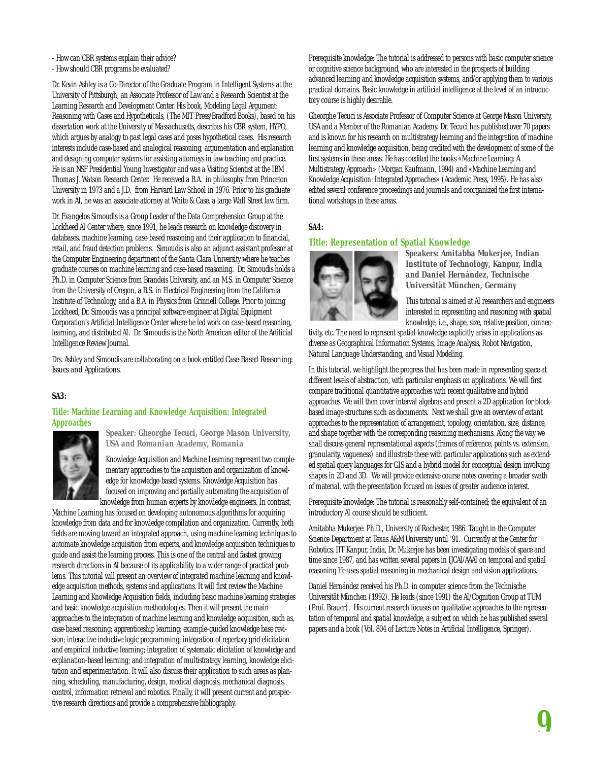- How can CBR systems explain their advice?
- How should CBR programs be evaluated?

Dr. Kevin Ashley is a Co-Director of the Graduate Program in Intelligent Systems at the University of Pittsburgh, an Associate Professor of Law and a Research Scientist at the Learning Research and Development Center. His book, Modeling Legal Argument: Reasoning with Cases and Hypotheticals, (The MIT Press/Bradford Books), based on his dissertation work at the University of Massachusetts, describes his CBR system, HYPO, which argues by analogy to past legal cases and poses hypothetical cases. His research interests include case-based and analogical reasoning, argumentation and explanation and designing computer systems for assisting attorneys in law teaching and practice. He is an NSF Presidential Young Investigator and was a Visiting Scientist at the IBM Thomas J. Watson Research Center. He received a B.A. in philosophy from Princeton University in 1973 and a J.D. from Harvard Law School in 1976. Prior to his graduate work in AI, he was an associate attorney at White & Case, a large Wall Street law firm.

Dr. Evangelos Simoudis is a Group Leader of the Data Comprehension Group at the Lockheed AI Center where, since 1991, he leads research on knowledge discovery in databases, machine learning, case-based reasoning and their application to financial, retail, and fraud detection problems. Simoudis is also an adjunct assistant professor at the Computer Engineering department of the Santa Clara University where he teaches graduate courses on machine learning and case-based reasoning. Dr. Simoudis holds a Ph.D. in Computer Science from Brandeis University, and an M.S. in Computer Science from the University of Oregon, a B.S. in Electrical Engineering from the California Institute of Technology, and a B.A in Physics from Grinnell College. Prior to joining Lockheed, Dr. Simoudis was a principal software engineer at Digital Equipment Corporation's Artificial Intelligence Center where he led work on case-based reasoning, learning, and distributed AI. Dr. Simoudis is the North American editor of the Artificial Intelligence Review Journal.

Drs. Ashley and Simoudis are collaborating on a book entitled *Case-Based Reasoning: Issues and Applications.*

**SA3:**

## Title: Machine Learning and Knowledge Acquisition: Integrated Approaches

**Speaker: Gheorghe Tecuci, George Mason University, USA and Romanian Academy, Romania**

Knowledge Acquisition and Machine Learning represent two complementary approaches to the acquisition and organization of knowledge for knowledge-based systems. Knowledge Acquisition has focused on improving and partially automating the acquisition of knowledge from human experts by knowledge engineers. In contrast, Machine Learning has focused on developing autonomous algorithms for acquiring knowledge from data and for knowledge compilation and organization. Currently, both fields are moving toward an integrated approach, using machine learning techniques to automate knowledge acquisition from experts, and knowledge acquisition techniques to guide and assist the learning process. This is one of the central and fastest growing research directions in AI because of its applicability to a wider range of practical problems. This tutorial will present an overview of integrated machine learning and knowledge acquisition methods, systems and applications. It will first review the Machine Learning and Knowledge Acquisition fields, including basic machine learning strategies and basic knowledge acquisition methodologies. Then it will present the main approaches to the integration of machine learning and knowledge acquisition, such as, case-based reasoning; apprenticeship learning; example-guided knowledge base revision; interactive inductive logic programming; integration of repertory grid elicitation and empirical inductive learning; integration of systematic elicitation of knowledge and explanation-based learning; and integration of multistrategy learning, knowledge elicitation and experimentation. It will also discuss their application to such areas as planning, scheduling, manufacturing, design, medical diagnosis, mechanical diagnosis, control, information retrieval and robotics. Finally, it will present current and prospective research directions and provide a comprehensive bibliography.

Prerequisite knowledge: The tutorial is addressed to persons with basic computer science or cognitive science background, who are interested in the prospects of building advanced learning and knowledge acquisition systems, and/or applying them to various practical domains. Basic knowledge in artificial intelligence at the level of an introductory course is highly desirable.

Gheorghe Tecuci is Associate Professor of Computer Science at George Mason University, USA and a Member of the Romanian Academy. Dr. Tecuci has published over 70 papers and is known for his research on multistrategy learning and the integration of machine learning and knowledge acquisition, being credited with the development of some of the first systems in these areas. He has coedited the books «Machine Learning: A Multistrategy Approach» (Morgan Kaufmann, 1994) and «Machine Learning and Knowledge Acquisition: Integrated Approaches» (Academic Press, 1995). He has also edited several conference proceedings and journals and coorganized the first international workshops in these areas.

**SA4:**

## Title: Representation of Spatial Knowledge

**Speakers: Amitabha Mukerjee, Indian Institute of Technology, Kanpur, India and Daniel Hernández, Technische Universität München, Germany**

This tutorial is aimed at AI researchers and engineers interested in representing and reasoning with spatial knowledge, i.e., shape, size, relative position, connectivity, etc. The need to represent spatial knowledge explicitly arises in applications as diverse as Geographical Information Systems, Image Analysis, Robot Navigation, Natural Language Understanding, and Visual Modeling.

In this tutorial, we highlight the progress that has been made in representing space at different levels of abstraction, with particular emphasis on applications. We will first compare traditional quantitative approaches with recent qualitative and hybrid approaches. We will then cover interval algebras and present a 2D application for block-based image structures such as documents. Next we shall give an overview of extant approaches to the representation of arrangement, topology, orientation, size, distance, and shape together with the corresponding reasoning mechanisms. Along the way we shall discuss general representational aspects (frames of reference, points vs. extension, granularity, vagueness) and illustrate these with particular applications such as extended spatial query languages for GIS and a hybrid model for conceptual design involving shapes in 2D and 3D. We will provide extensive course notes covering a broader swath of material, with the presentation focused on issues of greater audience interest.

Prerequisite knowledge: The tutorial is reasonably self-contained; the equivalent of an introductory AI course should be sufficient.

Amitabha Mukerjee: Ph.D., University of Rochester, 1986. Taught in the Computer Science Department at Texas A&M University until '91. Currently at the Center for Robotics, IIT Kanpur, India, Dr. Mukerjee has been investigating models of space and time since 1987, and has written several papers in IJCAI/AAAI on temporal and spatial reasoning He uses spatial reasoning in mechanical design and vision applications.

Daniel Hernández received his Ph.D. in computer science from the Technische Universität München (1992). He leads (since 1991) the AI/Cognition Group at TUM (Prof. Brauer). His current research focuses on qualitative approaches to the representation of temporal and spatial knowledge, a subject on which he has published several papers and a book (Vol. 804 of Lecture Notes in Artificial Intelligence, Springer).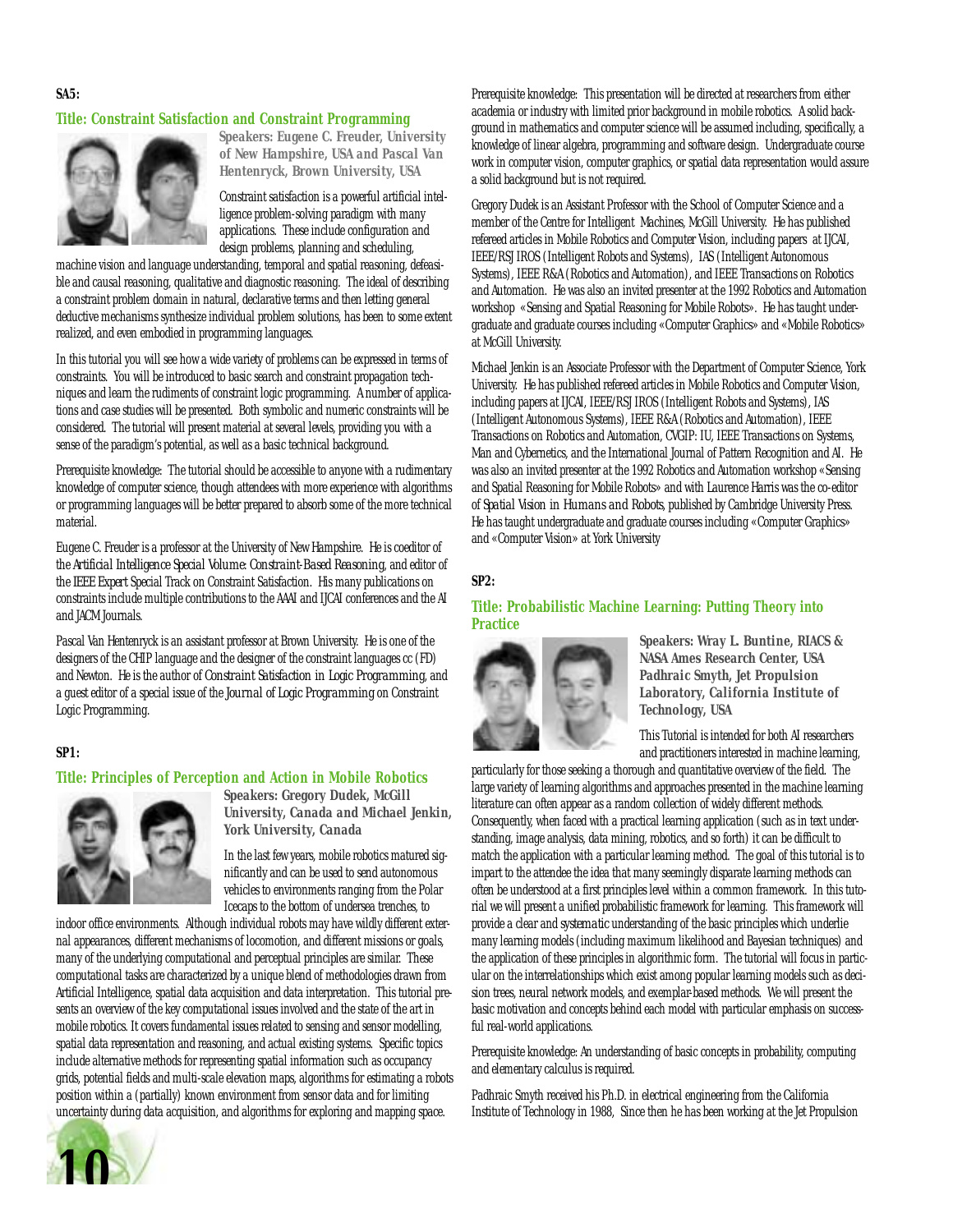**SA5:**

## Title: Constraint Satisfaction and Constraint Programming

**Speakers: Eugene C. Freuder, University of New Hampshire, USA and Pascal Van Hentenryck, Brown University, USA**

Constraint satisfaction is a powerful artificial intelligence problem-solving paradigm with many applications. These include configuration and design problems, planning and scheduling, machine vision and language understanding, temporal and spatial reasoning, defeasible and causal reasoning, qualitative and diagnostic reasoning. The ideal of describing a constraint problem domain in natural, declarative terms and then letting general deductive mechanisms synthesize individual problem solutions, has been to some extent realized, and even embodied in programming languages.

In this tutorial you will see how a wide variety of problems can be expressed in terms of constraints. You will be introduced to basic search and constraint propagation techniques and learn the rudiments of constraint logic programming. A number of applications and case studies will be presented. Both symbolic and numeric constraints will be considered. The tutorial will present material at several levels, providing you with a sense of the paradigm's potential, as well as a basic technical background.

Prerequisite knowledge: The tutorial should be accessible to anyone with a rudimentary knowledge of computer science, though attendees with more experience with algorithms or programming languages will be better prepared to absorb some of the more technical material.

Eugene C. Freuder is a professor at the University of New Hampshire. He is coeditor of the *Artificial Intelligence Special Volume: Constraint-Based Reasoning*, and editor of the *IEEE Expert* Special Track on Constraint Satisfaction. His many publications on constraints include multiple contributions to the AAAI and IJCAI conferences and the AI and JACM Journals.

Pascal Van Hentenryck is an assistant professor at Brown University. He is one of the designers of the CHIP language and the designer of the constraint languages cc (FD) and Newton. He is the author of *Constraint Satisfaction in Logic Programming*, and a guest editor of a special issue of the *Journal of Logic Programming* on Constraint Logic Programming.

**SP1:**

## Title: Principles of Perception and Action in Mobile Robotics

**Speakers: Gregory Dudek, McGill University, Canada and Michael Jenkin, York University, Canada**

In the last few years, mobile robotics matured significantly and can be used to send autonomous vehicles to environments ranging from the Polar Icecaps to the bottom of undersea trenches, to indoor office environments. Although individual robots may have wildly different external appearances, different mechanisms of locomotion, and different missions or goals, many of the underlying computational and perceptual principles are similar. These computational tasks are characterized by a unique blend of methodologies drawn from Artificial Intelligence, spatial data acquisition and data interpretation. This tutorial presents an overview of the key computational issues involved and the state of the art in mobile robotics. It covers fundamental issues related to sensing and sensor modelling, spatial data representation and reasoning, and actual existing systems. Specific topics include alternative methods for representing spatial information such as occupancy grids, potential fields and multi-scale elevation maps, algorithms for estimating a robots position within a (partially) known environment from sensor data and for limiting uncertainty during data acquisition, and algorithms for exploring and mapping space.

Prerequisite knowledge: This presentation will be directed at researchers from either academia or industry with limited prior background in mobile robotics. A solid background in mathematics and computer science will be assumed including, specifically, a knowledge of linear algebra, programming and software design. Undergraduate course work in computer vision, computer graphics, or spatial data representation would assure a solid background but is not required.

Gregory Dudek is an Assistant Professor with the School of Computer Science and a member of the Centre for Intelligent Machines, McGill University. He has published refereed articles in Mobile Robotics and Computer Vision, including papers at IJCAI, IEEE/RSJ IROS (Intelligent Robots and Systems), IAS (Intelligent Autonomous Systems), IEEE R&A (Robotics and Automation), and IEEE Transactions on Robotics and Automation. He was also an invited presenter at the 1992 Robotics and Automation workshop «Sensing and Spatial Reasoning for Mobile Robots». He has taught undergraduate and graduate courses including «Computer Graphics» and «Mobile Robotics» at McGill University.

Michael Jenkin is an Associate Professor with the Department of Computer Science, York University. He has published refereed articles in Mobile Robotics and Computer Vision, including papers at IJCAI, IEEE/RSJ IROS (Intelligent Robots and Systems), IAS (Intelligent Autonomous Systems), IEEE R&A (Robotics and Automation), IEEE Transactions on Robotics and Automation, CVGIP: IU, IEEE Transactions on Systems, Man and Cybernetics, and the International Journal of Pattern Recognition and AI. He was also an invited presenter at the 1992 Robotics and Automation workshop «Sensing and Spatial Reasoning for Mobile Robots» and with Laurence Harris was the co-editor of *Spatial Vision in Humans and Robots*, published by Cambridge University Press. He has taught undergraduate and graduate courses including «Computer Graphics» and «Computer Vision» at York University

**SP2:**

## Title: Probabilistic Machine Learning: Putting Theory into Practice

**Speakers: Wray L. Buntine, RIACS & NASA Ames Research Center, USA Padhraic Smyth, Jet Propulsion Laboratory, California Institute of Technology, USA**

This Tutorial is intended for both AI researchers and practitioners interested in machine learning, particularly for those seeking a thorough and quantitative overview of the field. The large variety of learning algorithms and approaches presented in the machine learning literature can often appear as a random collection of widely different methods. Consequently, when faced with a practical learning application (such as in text understanding, image analysis, data mining, robotics, and so forth) it can be difficult to match the application with a particular learning method. The goal of this tutorial is to impart to the attendee the idea that many seemingly disparate learning methods can often be understood at a first principles level within a common framework. In this tutorial we will present a unified probabilistic framework for learning. This framework will provide a clear and systematic understanding of the basic principles which underlie many learning models (including maximum likelihood and Bayesian techniques) and the application of these principles in algorithmic form. The tutorial will focus in particular on the interrelationships which exist among popular learning models such as decision trees, neural network models, and exemplar-based methods. We will present the basic motivation and concepts behind each model with particular emphasis on successful real-world applications.

Prerequisite knowledge: An understanding of basic concepts in probability, computing and elementary calculus is required.

Padhraic Smyth received his Ph.D. in electrical engineering from the California Institute of Technology in 1988, Since then he has been working at the Jet Propulsion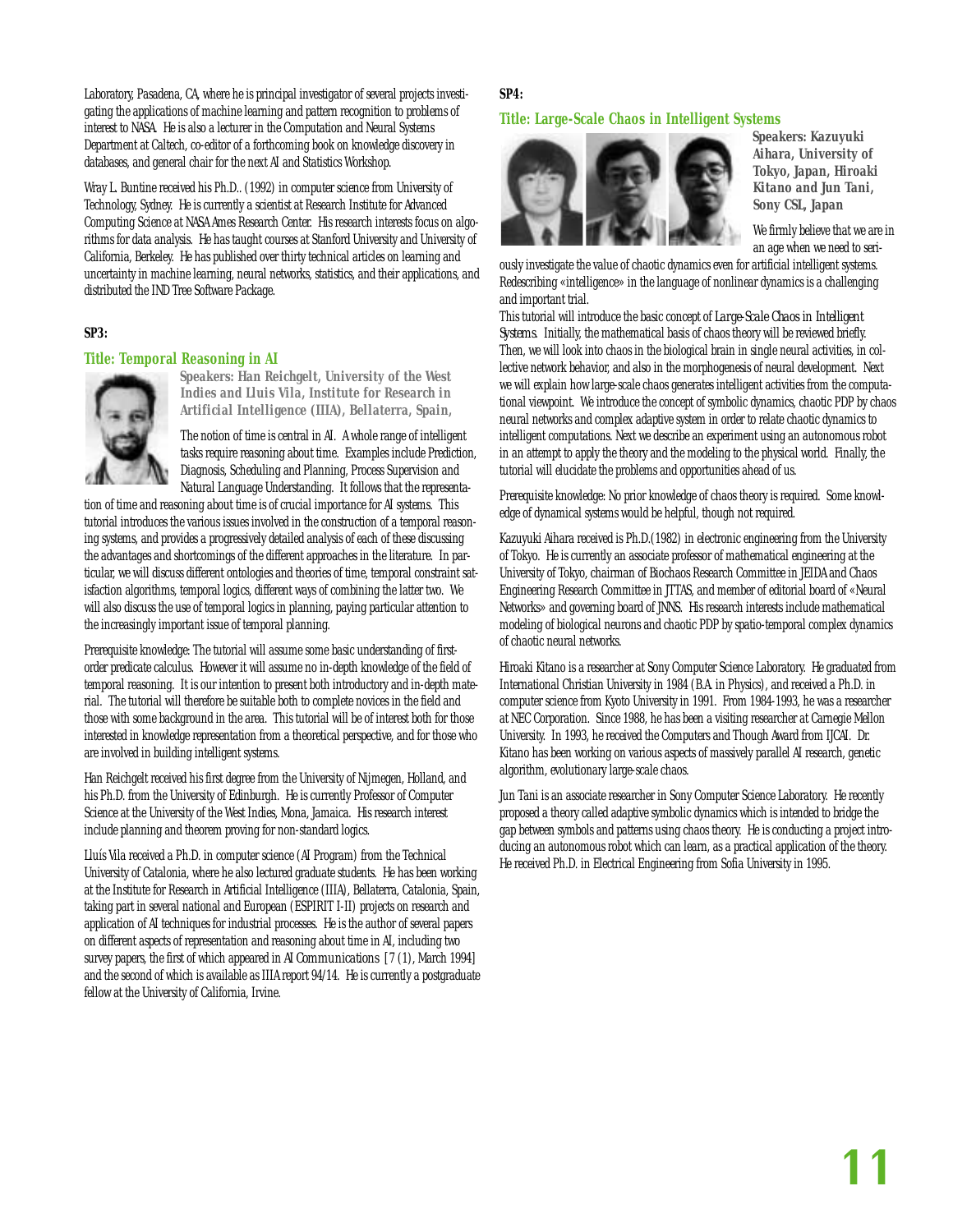Laboratory, Pasadena, CA, where he is principal investigator of several projects investigating the applications of machine learning and pattern recognition to problems of interest to NASA. He is also a lecturer in the Computation and Neural Systems Department at Caltech, co-editor of a forthcoming book on knowledge discovery in databases, and general chair for the next AI and Statistics Workshop.

Wray L. Buntine received his Ph.D.. (1992) in computer science from University of Technology, Sydney. He is currently a scientist at Research Institute for Advanced Computing Science at NASA Ames Research Center. His research interests focus on algorithms for data analysis. He has taught courses at Stanford University and University of California, Berkeley. He has published over thirty technical articles on learning and uncertainty in machine learning, neural networks, statistics, and their applications, and distributed the IND Tree Software Package.

**SP3:**

## Title: Temporal Reasoning in AI

**Speakers: Han Reichgelt, University of the West Indies and Lluis Vila, Institute for Research in Artificial Intelligence (IIIA), Bellaterra, Spain,**

The notion of time is central in AI. A whole range of intelligent tasks require reasoning about time. Examples include Prediction, Diagnosis, Scheduling and Planning, Process Supervision and Natural Language Understanding. It follows that the representation of time and reasoning about time is of crucial importance for AI systems. This tutorial introduces the various issues involved in the construction of a temporal reasoning systems, and provides a progressively detailed analysis of each of these discussing the advantages and shortcomings of the different approaches in the literature. In particular, we will discuss different ontologies and theories of time, temporal constraint satisfaction algorithms, temporal logics, different ways of combining the latter two. We will also discuss the use of temporal logics in planning, paying particular attention to the increasingly important issue of temporal planning.

Prerequisite knowledge: The tutorial will assume some basic understanding of first-order predicate calculus. However it will assume no in-depth knowledge of the field of temporal reasoning. It is our intention to present both introductory and in-depth material. The tutorial will therefore be suitable both to complete novices in the field and those with some background in the area. This tutorial will be of interest both for those interested in knowledge representation from a theoretical perspective, and for those who are involved in building intelligent systems.

Han Reichgelt received his first degree from the University of Nijmegen, Holland, and his Ph.D. from the University of Edinburgh. He is currently Professor of Computer Science at the University of the West Indies, Mona, Jamaica. His research interest include planning and theorem proving for non-standard logics.

Lluís Vila received a Ph.D. in computer science (AI Program) from the Technical University of Catalonia, where he also lectured graduate students. He has been working at the Institute for Research in Artificial Intelligence (IIIA), Bellaterra, Catalonia, Spain, taking part in several national and European (ESPIRIT I-II) projects on research and application of AI techniques for industrial processes. He is the author of several papers on different aspects of representation and reasoning about time in AI, including two survey papers, the first of which appeared in *AI Communications* [7 (1), March 1994] and the second of which is available as IIIA report 94/14. He is currently a postgraduate fellow at the University of California, Irvine.

**SP4:**

## Title: Large-Scale Chaos in Intelligent Systems

**Speakers: Kazuyuki Aihara, University of Tokyo, Japan, Hiroaki Kitano and Jun Tani, Sony CSL, Japan**

We firmly believe that we are in an age when we need to seriously investigate the value of chaotic dynamics even for artificial intelligent systems. Redescribing «intelligence» in the language of nonlinear dynamics is a challenging and important trial.

This tutorial will introduce the basic concept of *Large-Scale Chaos in Intelligent Systems*. Initially, the mathematical basis of chaos theory will be reviewed briefly. Then, we will look into chaos in the biological brain in single neural activities, in collective network behavior, and also in the morphogenesis of neural development. Next we will explain how large-scale chaos generates intelligent activities from the computational viewpoint. We introduce the concept of symbolic dynamics, chaotic PDP by chaos neural networks and complex adaptive system in order to relate chaotic dynamics to intelligent computations. Next we describe an experiment using an autonomous robot in an attempt to apply the theory and the modeling to the physical world. Finally, the tutorial will elucidate the problems and opportunities ahead of us.

Prerequisite knowledge: No prior knowledge of chaos theory is required. Some knowledge of dynamical systems would be helpful, though not required.

Kazuyuki Aihara received is Ph.D.(1982) in electronic engineering from the University of Tokyo. He is currently an associate professor of mathematical engineering at the University of Tokyo, chairman of Biochaos Research Committee in JEIDA and Chaos Engineering Research Committee in JTTAS, and member of editorial board of «Neural Networks» and governing board of JNNS. His research interests include mathematical modeling of biological neurons and chaotic PDP by spatio-temporal complex dynamics of chaotic neural networks.

Hiroaki Kitano is a researcher at Sony Computer Science Laboratory. He graduated from International Christian University in 1984 (B.A. in Physics), and received a Ph.D. in computer science from Kyoto University in 1991. From 1984-1993, he was a researcher at NEC Corporation. Since 1988, he has been a visiting researcher at Carnegie Mellon University. In 1993, he received the Computers and Though Award from IJCAI. Dr. Kitano has been working on various aspects of massively parallel AI research, genetic algorithm, evolutionary large-scale chaos.

Jun Tani is an associate researcher in Sony Computer Science Laboratory. He recently proposed a theory called adaptive symbolic dynamics which is intended to bridge the gap between symbols and patterns using chaos theory. He is conducting a project introducing an autonomous robot which can learn, as a practical application of the theory. He received Ph.D. in Electrical Engineering from Sofia University in 1995.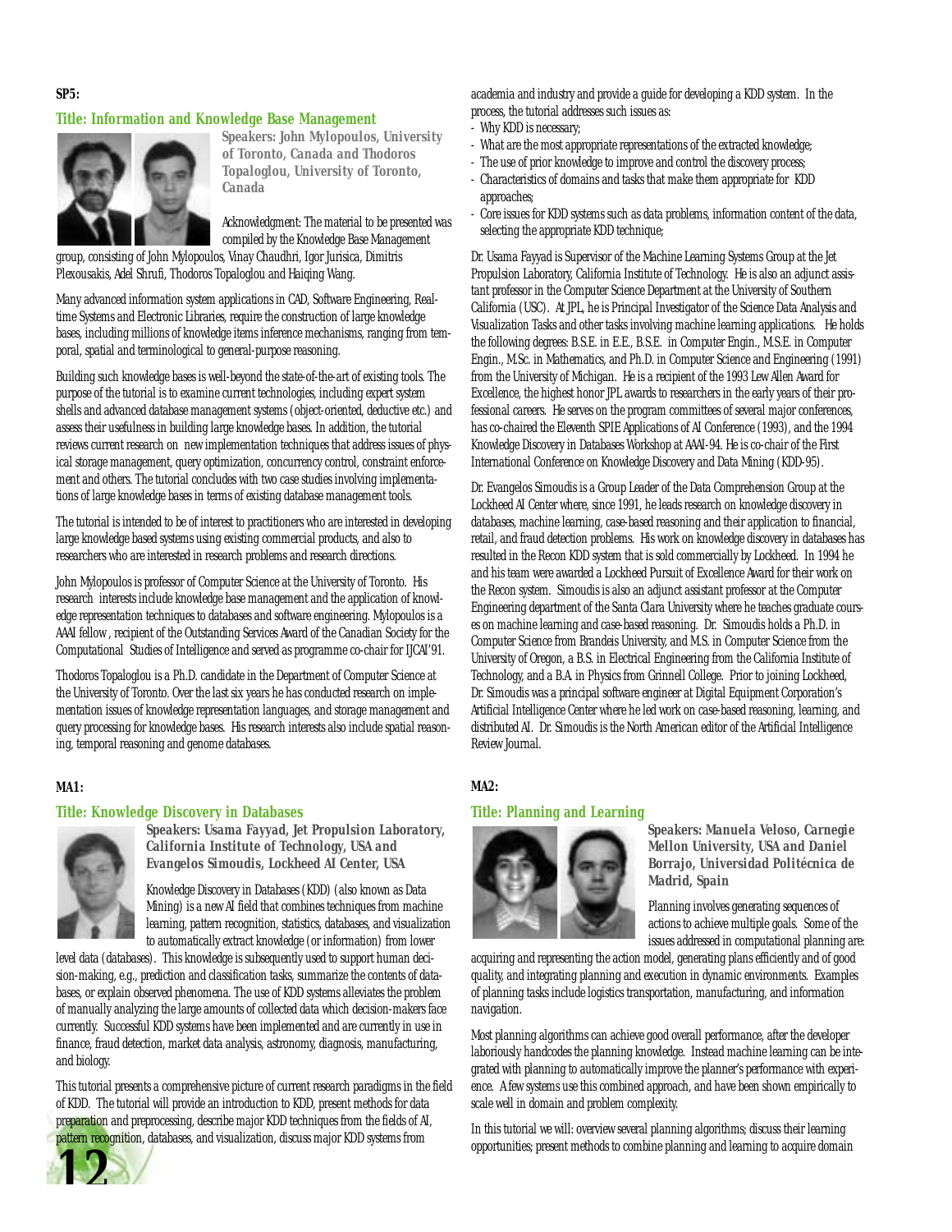**SP5:**

## Title: Information and Knowledge Base Management

**Speakers: John Mylopoulos, University of Toronto, Canada and Thodoros Topaloglou, University of Toronto, Canada**

Acknowledgment: The material to be presented was compiled by the Knowledge Base Management group, consisting of John Mylopoulos, Vinay Chaudhri, Igor Jurisica, Dimitris Plexousakis, Adel Shrufi, Thodoros Topaloglou and Haiqing Wang.

Many advanced information system applications in CAD, Software Engineering, Real-time Systems and Electronic Libraries, require the construction of large knowledge bases, including millions of knowledge items inference mechanisms, ranging from temporal, spatial and terminological to general-purpose reasoning.

Building such knowledge bases is well-beyond the state-of-the-art of existing tools. The purpose of the tutorial is to examine current technologies, including expert system shells and advanced database management systems (object-oriented, deductive etc.) and assess their usefulness in building large knowledge bases. In addition, the tutorial reviews current research on new implementation techniques that address issues of physical storage management, query optimization, concurrency control, constraint enforcement and others. The tutorial concludes with two case studies involving implementations of large knowledge bases in terms of existing database management tools.

The tutorial is intended to be of interest to practitioners who are interested in developing large knowledge based systems using existing commercial products, and also to researchers who are interested in research problems and research directions.

John Mylopoulos is professor of Computer Science at the University of Toronto. His research interests include knowledge base management and the application of knowledge representation techniques to databases and software engineering. Mylopoulos is a AAAI fellow, recipient of the Outstanding Services Award of the Canadian Society for the Computational Studies of Intelligence and served as programme co-chair for IJCAI'91.

Thodoros Topaloglou is a Ph.D. candidate in the Department of Computer Science at the University of Toronto. Over the last six years he has conducted research on implementation issues of knowledge representation languages, and storage management and query processing for knowledge bases. His research interests also include spatial reasoning, temporal reasoning and genome databases.

**MA1:**

## Title: Knowledge Discovery in Databases

**Speakers: Usama Fayyad, Jet Propulsion Laboratory, California Institute of Technology, USA and Evangelos Simoudis, Lockheed AI Center, USA**

Knowledge Discovery in Databases (KDD) (also known as Data Mining) is a new AI field that combines techniques from machine learning, pattern recognition, statistics, databases, and visualization to automatically extract knowledge (or information) from lower level data (databases). This knowledge is subsequently used to support human decision-making, e.g., prediction and classification tasks, summarize the contents of databases, or explain observed phenomena. The use of KDD systems alleviates the problem of manually analyzing the large amounts of collected data which decision-makers face currently. Successful KDD systems have been implemented and are currently in use in finance, fraud detection, market data analysis, astronomy, diagnosis, manufacturing, and biology.

This tutorial presents a comprehensive picture of current research paradigms in the field of KDD. The tutorial will provide an introduction to KDD, present methods for data preparation and preprocessing, describe major KDD techniques from the fields of AI, pattern recognition, databases, and visualization, discuss major KDD systems from academia and industry and provide a guide for developing a KDD system. In the process, the tutorial addresses such issues as:

- Why KDD is necessary;
- What are the most appropriate representations of the extracted knowledge;
- The use of prior knowledge to improve and control the discovery process;
- Characteristics of domains and tasks that make them appropriate for KDD approaches;
- Core issues for KDD systems such as data problems, information content of the data, selecting the appropriate KDD technique;

Dr. Usama Fayyad is Supervisor of the Machine Learning Systems Group at the Jet Propulsion Laboratory, California Institute of Technology. He is also an adjunct assistant professor in the Computer Science Department at the University of Southern California (USC). At JPL, he is Principal Investigator of the Science Data Analysis and Visualization Tasks and other tasks involving machine learning applications. He holds the following degrees: B.S.E. in E.E., B.S.E. in Computer Engin., M.S.E. in Computer Engin., M.Sc. in Mathematics, and Ph.D. in Computer Science and Engineering (1991) from the University of Michigan. He is a recipient of the 1993 Lew Allen Award for Excellence, the highest honor JPL awards to researchers in the early years of their professional careers. He serves on the program committees of several major conferences, has co-chaired the Eleventh SPIE Applications of AI Conference (1993), and the 1994 Knowledge Discovery in Databases Workshop at AAAI-94. He is co-chair of the First International Conference on Knowledge Discovery and Data Mining (KDD-95).

Dr. Evangelos Simoudis is a Group Leader of the Data Comprehension Group at the Lockheed AI Center where, since 1991, he leads research on knowledge discovery in databases, machine learning, case-based reasoning and their application to financial, retail, and fraud detection problems. His work on knowledge discovery in databases has resulted in the Recon KDD system that is sold commercially by Lockheed. In 1994 he and his team were awarded a Lockheed Pursuit of Excellence Award for their work on the Recon system. Simoudis is also an adjunct assistant professor at the Computer Engineering department of the Santa Clara University where he teaches graduate courses on machine learning and case-based reasoning. Dr. Simoudis holds a Ph.D. in Computer Science from Brandeis University, and M.S. in Computer Science from the University of Oregon, a B.S. in Electrical Engineering from the California Institute of Technology, and a B.A. in Physics from Grinnell College. Prior to joining Lockheed, Dr. Simoudis was a principal software engineer at Digital Equipment Corporation's Artificial Intelligence Center where he led work on case-based reasoning, learning, and distributed AI. Dr. Simoudis is the North American editor of the Artificial Intelligence Review Journal.

**MA2:**

## Title: Planning and Learning

**Speakers: Manuela Veloso, Carnegie Mellon University, USA and Daniel Borrajo, Universidad Politécnica de Madrid, Spain**

Planning involves generating sequences of actions to achieve multiple goals. Some of the issues addressed in computational planning are: acquiring and representing the action model, generating plans efficiently and of good quality, and integrating planning and execution in dynamic environments. Examples of planning tasks include logistics transportation, manufacturing, and information navigation.

Most planning algorithms can achieve good overall performance, after the developer laboriously handcodes the planning knowledge. Instead machine learning can be integrated with planning to automatically improve the planner's performance with experience. A few systems use this combined approach, and have been shown empirically to scale well in domain and problem complexity.

In this tutorial we will: overview several planning algorithms; discuss their learning opportunities; present methods to combine planning and learning to acquire domain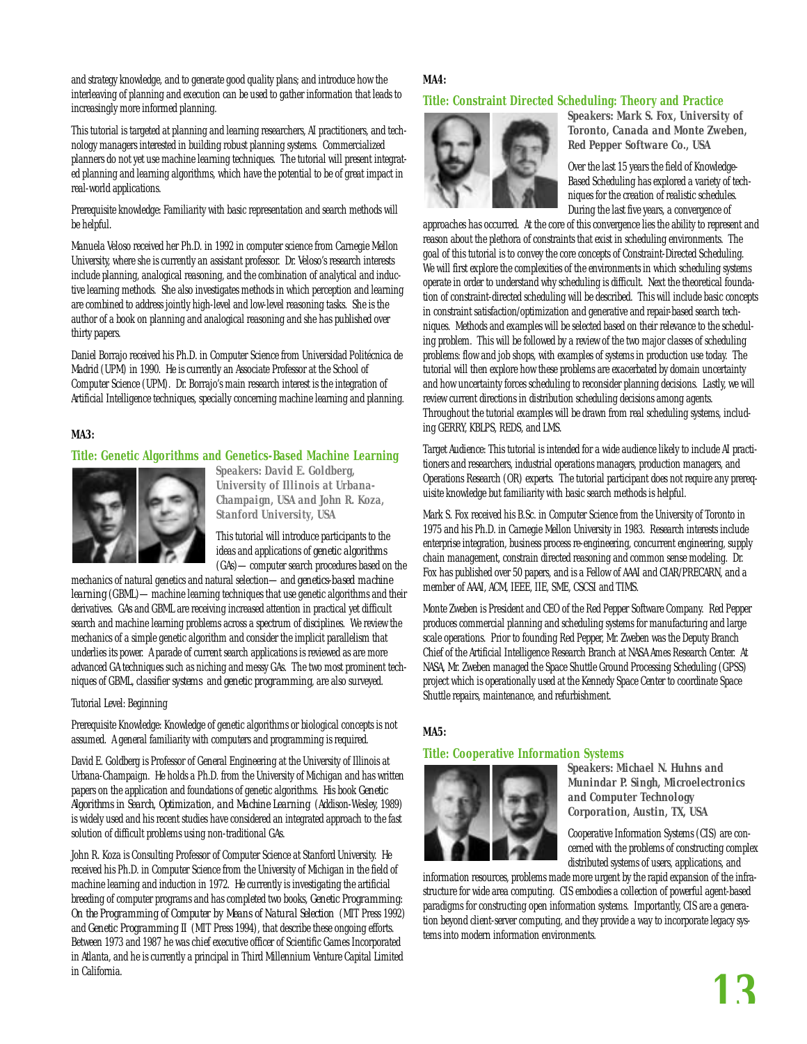and strategy knowledge, and to generate good quality plans; and introduce how the interleaving of planning and execution can be used to gather information that leads to increasingly more informed planning.

This tutorial is targeted at planning and learning researchers, AI practitioners, and technology managers interested in building robust planning systems. Commercialized planners do not yet use machine learning techniques. The tutorial will present integrated planning and learning algorithms, which have the potential to be of great impact in real-world applications.

Prerequisite knowledge: Familiarity with basic representation and search methods will be helpful.

Manuela Veloso received her Ph.D. in 1992 in computer science from Carnegie Mellon University, where she is currently an assistant professor. Dr. Veloso's research interests include planning, analogical reasoning, and the combination of analytical and inductive learning methods. She also investigates methods in which perception and learning are combined to address jointly high-level and low-level reasoning tasks. She is the author of a book on planning and analogical reasoning and she has published over thirty papers.

Daniel Borrajo received his Ph.D. in Computer Science from Universidad Politécnica de Madrid (UPM) in 1990. He is currently an Associate Professor at the School of Computer Science (UPM). Dr. Borrajo's main research interest is the integration of Artificial Intelligence techniques, specially concerning machine learning and planning.

**MA3:**

## Title: Genetic Algorithms and Genetics-Based Machine Learning

**Speakers: David E. Goldberg, University of Illinois at Urbana-Champaign, USA and John R. Koza, Stanford University, USA**

This tutorial will introduce participants to the ideas and applications of *genetic algorithms* (GAs)—computer search procedures based on the mechanics of natural genetics and natural selection—and *genetics-based machine learning* (GBML)—machine learning techniques that use genetic algorithms and their derivatives. GAs and GBML are receiving increased attention in practical yet difficult search and machine learning problems across a spectrum of disciplines. We review the mechanics of a simple genetic algorithm and consider the implicit parallelism that underlies its power. A parade of current search applications is reviewed as are more advanced GA techniques such as niching and messy GAs. The two most prominent techniques of GBML, *classifier systems* and *genetic programming*, are also surveyed.

Tutorial Level: Beginning

Prerequisite Knowledge: Knowledge of genetic algorithms or biological concepts is not assumed. A general familiarity with computers and programming is required.

David E. Goldberg is Professor of General Engineering at the University of Illinois at Urbana-Champaign. He holds a Ph.D. from the University of Michigan and has written papers on the application and foundations of genetic algorithms. His book *Genetic Algorithms in Search, Optimization, and Machine Learning* (Addison-Wesley, 1989) is widely used and his recent studies have considered an integrated approach to the fast solution of difficult problems using non-traditional GAs.

John R. Koza is Consulting Professor of Computer Science at Stanford University. He received his Ph.D. in Computer Science from the University of Michigan in the field of machine learning and induction in 1972. He currently is investigating the artificial breeding of computer programs and has completed two books, *Genetic Programming: On the Programming of Computer by Means of Natural Selection* (MIT Press 1992) and *Genetic Programming II* (MIT Press 1994), that describe these ongoing efforts. Between 1973 and 1987 he was chief executive officer of Scientific Games Incorporated in Atlanta, and he is currently a principal in Third Millennium Venture Capital Limited in California.

**MA4:**

## Title: Constraint Directed Scheduling: Theory and Practice

**Speakers: Mark S. Fox, University of Toronto, Canada and Monte Zweben, Red Pepper Software Co., USA**

Over the last 15 years the field of Knowledge-Based Scheduling has explored a variety of techniques for the creation of realistic schedules. During the last five years, a convergence of approaches has occurred. At the core of this convergence lies the ability to represent and reason about the plethora of constraints that exist in scheduling environments. The goal of this tutorial is to convey the core concepts of Constraint-Directed Scheduling. We will first explore the complexities of the environments in which scheduling systems operate in order to understand why scheduling is difficult. Next the theoretical foundation of constraint-directed scheduling will be described. This will include basic concepts in constraint satisfaction/optimization and generative and repair-based search techniques. Methods and examples will be selected based on their relevance to the scheduling problem. This will be followed by a review of the two major classes of scheduling problems: flow and job shops, with examples of systems in production use today. The tutorial will then explore how these problems are exacerbated by domain uncertainty and how uncertainty forces scheduling to reconsider planning decisions. Lastly, we will review current directions in distribution scheduling decisions among agents. Throughout the tutorial examples will be drawn from real scheduling systems, including GERRY, KBLPS, REDS, and LMS.

Target Audience: This tutorial is intended for a wide audience likely to include AI practitioners and researchers, industrial operations managers, production managers, and Operations Research (OR) experts. The tutorial participant does not require any prerequisite knowledge but familiarity with basic search methods is helpful.

Mark S. Fox received his B.Sc. in Computer Science from the University of Toronto in 1975 and his Ph.D. in Carnegie Mellon University in 1983. Research interests include enterprise integration, business process re-engineering, concurrent engineering, supply chain management, constrain directed reasoning and common sense modeling. Dr. Fox has published over 50 papers, and is a Fellow of AAAI and CIAR/PRECARN, and a member of AAAI, ACM, IEEE, IIE, SME, CSCSI and TIMS.

Monte Zweben is President and CEO of the Red Pepper Software Company. Red Pepper produces commercial planning and scheduling systems for manufacturing and large scale operations. Prior to founding Red Pepper, Mr. Zweben was the Deputy Branch Chief of the Artificial Intelligence Research Branch at NASA Ames Research Center. At NASA, Mr. Zweben managed the Space Shuttle Ground Processing Scheduling (GPSS) project which is operationally used at the Kennedy Space Center to coordinate Space Shuttle repairs, maintenance, and refurbishment.

**MA5:**

## Title: Cooperative Information Systems

**Speakers: Michael N. Huhns and Munindar P. Singh, Microelectronics and Computer Technology Corporation, Austin, TX, USA**

Cooperative Information Systems (CIS) are concerned with the problems of constructing complex distributed systems of users, applications, and information resources, problems made more urgent by the rapid expansion of the infrastructure for wide area computing. CIS embodies a collection of powerful agent-based paradigms for constructing open information systems. Importantly, CIS are a generation beyond client-server computing, and they provide a way to incorporate legacy systems into modern information environments.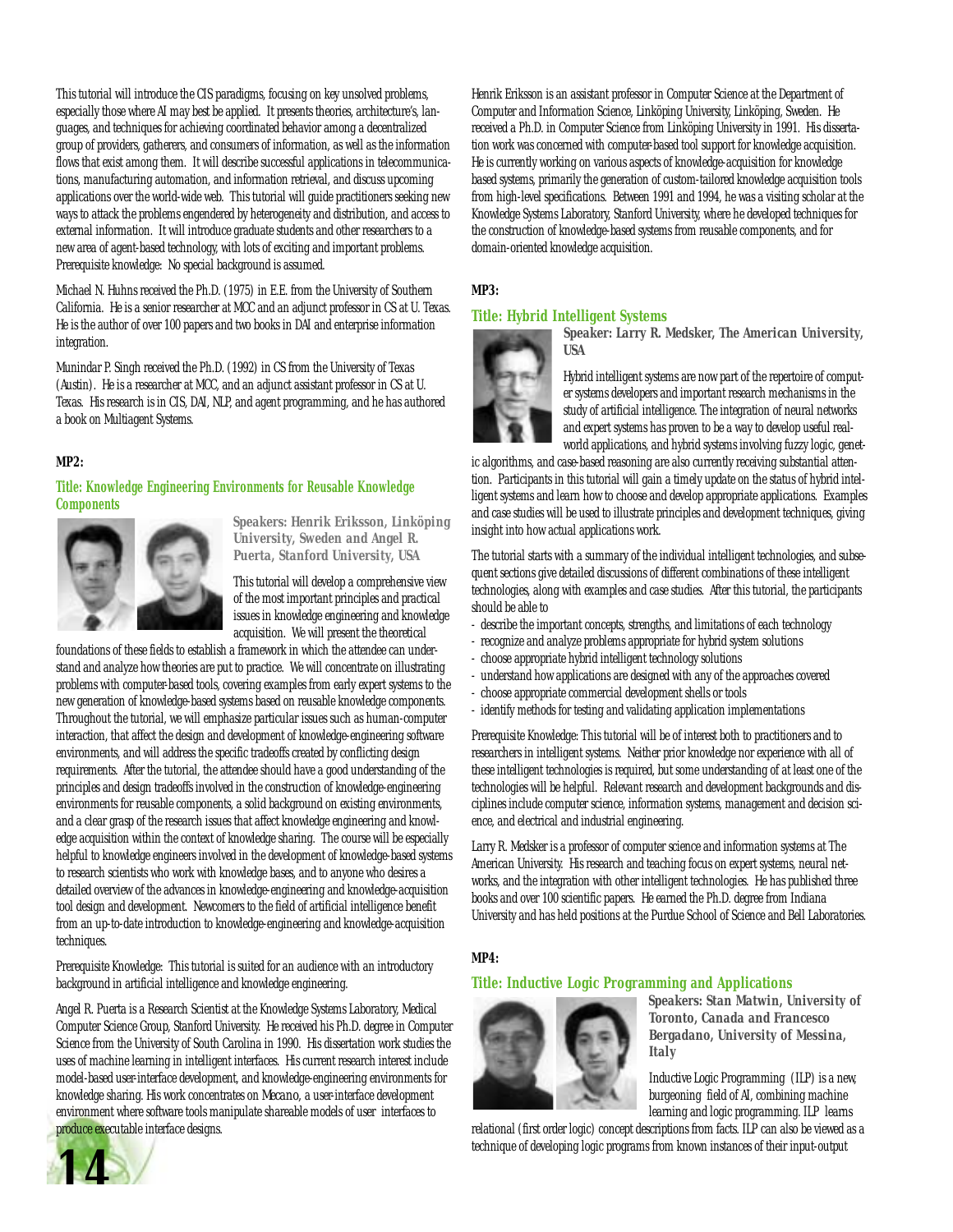This tutorial will introduce the CIS paradigms, focusing on key unsolved problems, especially those where AI may best be applied. It presents theories, architecture's, languages, and techniques for achieving coordinated behavior among a decentralized group of providers, gatherers, and consumers of information, as well as the information flows that exist among them. It will describe successful applications in telecommunications, manufacturing automation, and information retrieval, and discuss upcoming applications over the world-wide web. This tutorial will guide practitioners seeking new ways to attack the problems engendered by heterogeneity and distribution, and access to external information. It will introduce graduate students and other researchers to a new area of agent-based technology, with lots of exciting and important problems. Prerequisite knowledge: No special background is assumed.

Michael N. Huhns received the Ph.D. (1975) in E.E. from the University of Southern California. He is a senior researcher at MCC and an adjunct professor in CS at U. Texas. He is the author of over 100 papers and two books in DAI and enterprise information integration.

Munindar P. Singh received the Ph.D. (1992) in CS from the University of Texas (Austin). He is a researcher at MCC, and an adjunct assistant professor in CS at U. Texas. His research is in CIS, DAI, NLP, and agent programming, and he has authored a book on Multiagent Systems.

**MP2:**

## Title: Knowledge Engineering Environments for Reusable Knowledge Components

**Speakers: Henrik Eriksson, Linköping University, Sweden and Angel R. Puerta, Stanford University, USA**

This tutorial will develop a comprehensive view of the most important principles and practical issues in knowledge engineering and knowledge acquisition. We will present the theoretical foundations of these fields to establish a framework in which the attendee can understand and analyze how theories are put to practice. We will concentrate on illustrating problems with computer-based tools, covering examples from early expert systems to the new generation of knowledge-based systems based on reusable knowledge components. Throughout the tutorial, we will emphasize particular issues such as human-computer interaction, that affect the design and development of knowledge-engineering software environments, and will address the specific tradeoffs created by conflicting design requirements. After the tutorial, the attendee should have a good understanding of the principles and design tradeoffs involved in the construction of knowledge-engineering environments for reusable components, a solid background on existing environments, and a clear grasp of the research issues that affect knowledge engineering and knowledge acquisition within the context of knowledge sharing. The course will be especially helpful to knowledge engineers involved in the development of knowledge-based systems to research scientists who work with knowledge bases, and to anyone who desires a detailed overview of the advances in knowledge-engineering and knowledge-acquisition tool design and development. Newcomers to the field of artificial intelligence benefit from an up-to-date introduction to knowledge-engineering and knowledge-acquisition techniques.

Prerequisite Knowledge: This tutorial is suited for an audience with an introductory background in artificial intelligence and knowledge engineering.

Angel R. Puerta is a Research Scientist at the Knowledge Systems Laboratory, Medical Computer Science Group, Stanford University. He received his Ph.D. degree in Computer Science from the University of South Carolina in 1990. His dissertation work studies the uses of machine learning in intelligent interfaces. His current research interest include model-based user-interface development, and knowledge-engineering environments for knowledge sharing. His work concentrates on Mecano, a user-interface development environment where software tools manipulate shareable models of user interfaces to produce executable interface designs.

Henrik Eriksson is an assistant professor in Computer Science at the Department of Computer and Information Science, Linköping University, Linköping, Sweden. He received a Ph.D. in Computer Science from Linköping University in 1991. His dissertation work was concerned with computer-based tool support for knowledge acquisition. He is currently working on various aspects of knowledge-acquisition for knowledge based systems, primarily the generation of custom-tailored knowledge acquisition tools from high-level specifications. Between 1991 and 1994, he was a visiting scholar at the Knowledge Systems Laboratory, Stanford University, where he developed techniques for the construction of knowledge-based systems from reusable components, and for domain-oriented knowledge acquisition.

**MP3:**

## Title: Hybrid Intelligent Systems

**Speaker: Larry R. Medsker, The American University, USA**

Hybrid intelligent systems are now part of the repertoire of computer systems developers and important research mechanisms in the study of artificial intelligence. The integration of neural networks and expert systems has proven to be a way to develop useful real-world applications, and hybrid systems involving fuzzy logic, genetic algorithms, and case-based reasoning are also currently receiving substantial attention. Participants in this tutorial will gain a timely update on the status of hybrid intelligent systems and learn how to choose and develop appropriate applications. Examples and case studies will be used to illustrate principles and development techniques, giving insight into how actual applications work.

The tutorial starts with a summary of the individual intelligent technologies, and subsequent sections give detailed discussions of different combinations of these intelligent technologies, along with examples and case studies. After this tutorial, the participants should be able to

- describe the important concepts, strengths, and limitations of each technology
- recognize and analyze problems appropriate for hybrid system solutions
- choose appropriate hybrid intelligent technology solutions
- understand how applications are designed with any of the approaches covered
- choose appropriate commercial development shells or tools
- identify methods for testing and validating application implementations

Prerequisite Knowledge: This tutorial will be of interest both to practitioners and to researchers in intelligent systems. Neither prior knowledge nor experience with all of these intelligent technologies is required, but some understanding of at least one of the technologies will be helpful. Relevant research and development backgrounds and disciplines include computer science, information systems, management and decision science, and electrical and industrial engineering.

Larry R. Medsker is a professor of computer science and information systems at The American University. His research and teaching focus on expert systems, neural networks, and the integration with other intelligent technologies. He has published three books and over 100 scientific papers. He earned the Ph.D. degree from Indiana University and has held positions at the Purdue School of Science and Bell Laboratories.

**MP4:**

## Title: Inductive Logic Programming and Applications

**Speakers: Stan Matwin, University of Toronto, Canada and Francesco Bergadano, University of Messina, Italy**

Inductive Logic Programming (ILP) is a new, burgeoning field of AI, combining machine learning and logic programming. ILP learns relational (first order logic) concept descriptions from facts. ILP can also be viewed as a technique of developing logic programs from known instances of their input-output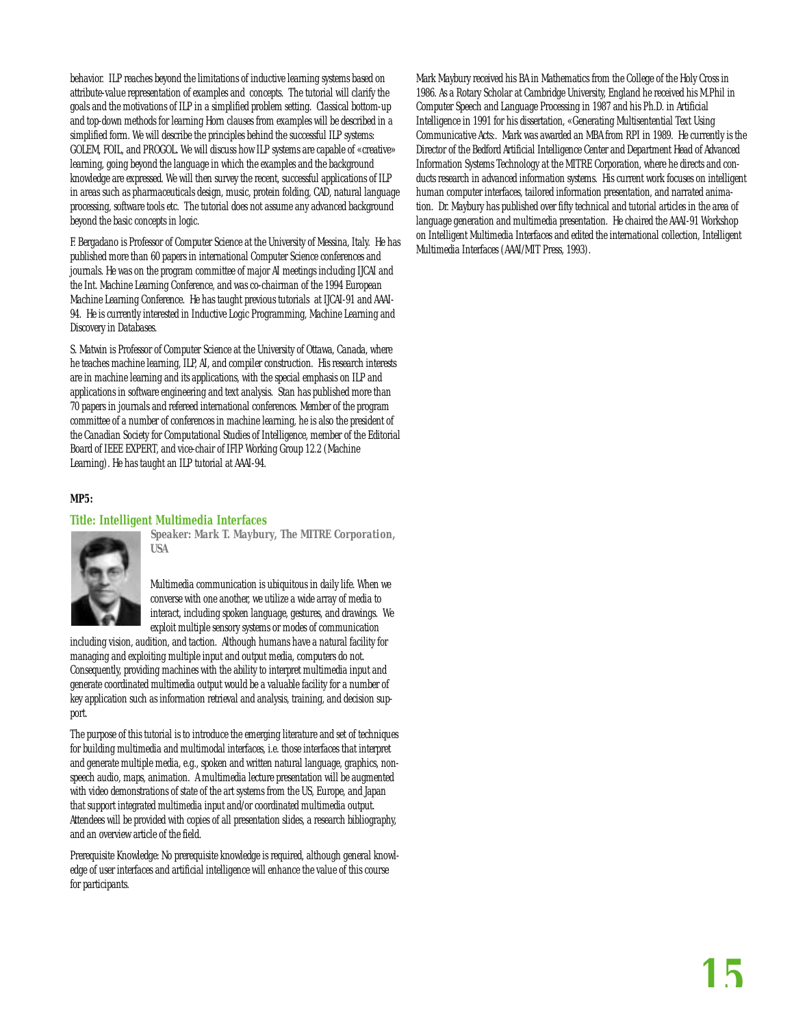behavior. ILP reaches beyond the limitations of inductive learning systems based on attribute-value representation of examples and concepts. The tutorial will clarify the goals and the motivations of ILP in a simplified problem setting. Classical bottom-up and top-down methods for learning Horn clauses from examples will be described in a simplified form. We will describe the principles behind the successful ILP systems: GOLEM, FOIL, and PROGOL. We will discuss how ILP systems are capable of «creative» learning, going beyond the language in which the examples and the background knowledge are expressed. We will then survey the recent, successful applications of ILP in areas such as pharmaceuticals design, music, protein folding, CAD, natural language processing, software tools etc. The tutorial does not assume any advanced background beyond the basic concepts in logic.

F. Bergadano is Professor of Computer Science at the University of Messina, Italy. He has published more than 60 papers in international Computer Science conferences and journals. He was on the program committee of major AI meetings including IJCAI and the Int. Machine Learning Conference, and was co-chairman of the 1994 European Machine Learning Conference. He has taught previous tutorials at IJCAI-91 and AAAI-94. He is currently interested in Inductive Logic Programming, Machine Learning and Discovery in Databases.

S. Matwin is Professor of Computer Science at the University of Ottawa, Canada, where he teaches machine learning, ILP, AI, and compiler construction. His research interests are in machine learning and its applications, with the special emphasis on ILP and applications in software engineering and text analysis. Stan has published more than 70 papers in journals and refereed international conferences. Member of the program committee of a number of conferences in machine learning, he is also the president of the Canadian Society for Computational Studies of Intelligence, member of the Editorial Board of IEEE EXPERT, and vice-chair of IFIP Working Group 12.2 (Machine Learning). He has taught an ILP tutorial at AAAI-94.

**MP5:**

## Title: Intelligent Multimedia Interfaces

***Speaker: Mark T. Maybury, The MITRE Corporation, USA***

Multimedia communication is ubiquitous in daily life. When we converse with one another, we utilize a wide array of media to interact, including spoken language, gestures, and drawings. We exploit multiple sensory systems or modes of communication including vision, audition, and taction. Although humans have a natural facility for managing and exploiting multiple input and output media, computers do not. Consequently, providing machines with the ability to interpret multimedia input and generate coordinated multimedia output would be a valuable facility for a number of key application such as information retrieval and analysis, training, and decision support.

The purpose of this tutorial is to introduce the emerging literature and set of techniques for building multimedia and multimodal interfaces, i.e. those interfaces that interpret and generate multiple media, e.g., spoken and written natural language, graphics, non-speech audio, maps, animation. A multimedia lecture presentation will be augmented with video demonstrations of state of the art systems from the US, Europe, and Japan that support integrated multimedia input and/or coordinated multimedia output. Attendees will be provided with copies of all presentation slides, a research bibliography, and an overview article of the field.

Prerequisite Knowledge: No prerequisite knowledge is required, although general knowledge of user interfaces and artificial intelligence will enhance the value of this course for participants.

Mark Maybury received his BA in Mathematics from the College of the Holy Cross in 1986. As a Rotary Scholar at Cambridge University, England he received his M.Phil in Computer Speech and Language Processing in 1987 and his Ph.D. in Artificial Intelligence in 1991 for his dissertation, «Generating Multisentential Text Using Communicative Acts:. Mark was awarded an MBA from RPI in 1989. He currently is the Director of the Bedford Artificial Intelligence Center and Department Head of Advanced Information Systems Technology at the MITRE Corporation, where he directs and conducts research in advanced information systems. His current work focuses on intelligent human computer interfaces, tailored information presentation, and narrated animation. Dr. Maybury has published over fifty technical and tutorial articles in the area of language generation and multimedia presentation. He chaired the AAAI-91 Workshop on Intelligent Multimedia Interfaces and edited the international collection, Intelligent Multimedia Interfaces (AAAI/MIT Press, 1993).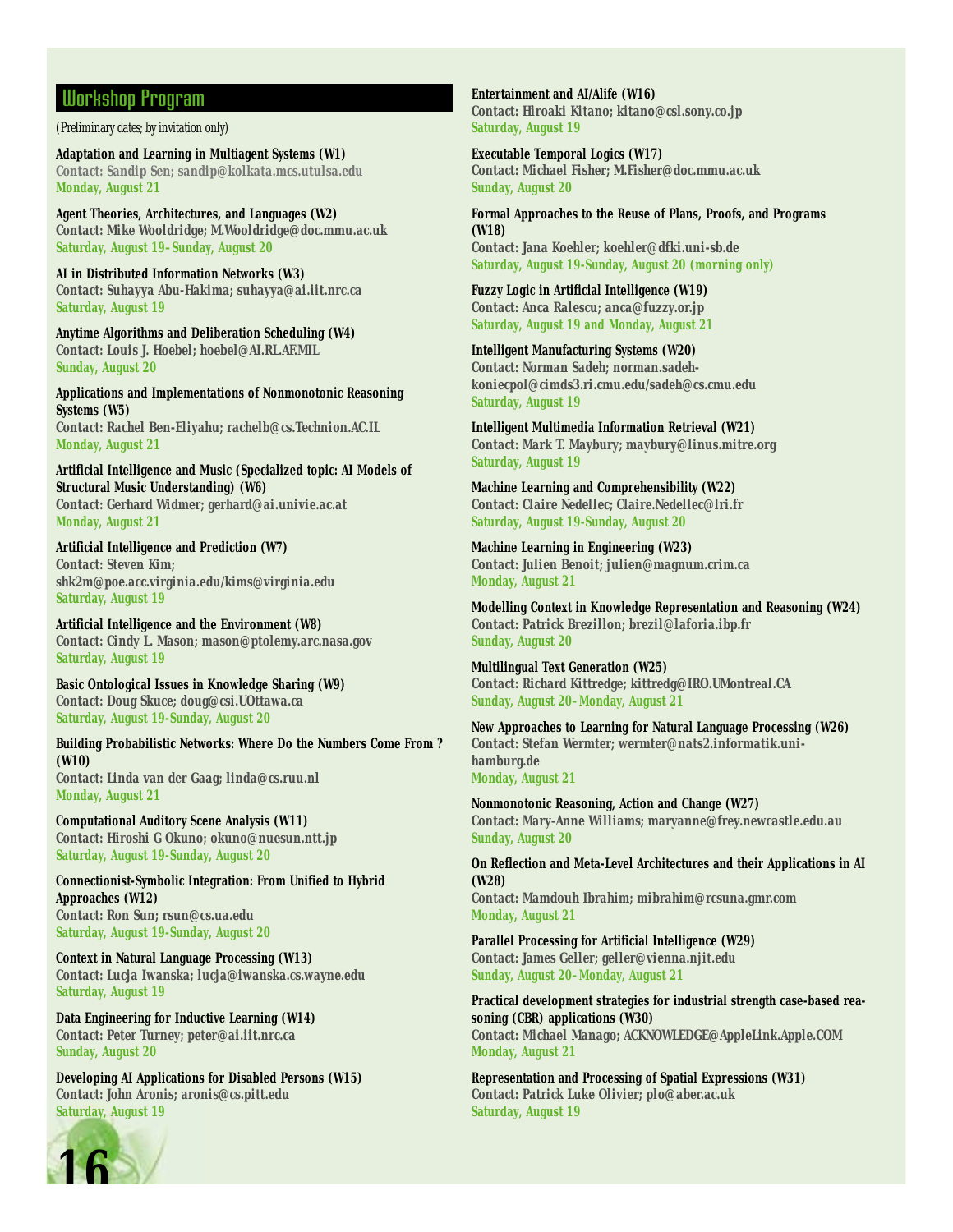## Workshop Program

*(Preliminary dates; by invitation only)*

**Adaptation and Learning in Multiagent Systems (W1)**
Contact: Sandip Sen; sandip@kolkata.mcs.utulsa.edu
Monday, August 21

**Agent Theories, Architectures, and Languages (W2)**
Contact: Mike Wooldridge; M.Wooldridge@doc.mmu.ac.uk
Saturday, August 19–Sunday, August 20

**AI in Distributed Information Networks (W3)**
Contact: Suhayya Abu-Hakima; suhayya@ai.iit.nrc.ca
Saturday, August 19

**Anytime Algorithms and Deliberation Scheduling (W4)**
Contact: Louis J. Hoebel; hoebel@AI.RL.AF.MIL
Sunday, August 20

**Applications and Implementations of Nonmonotonic Reasoning Systems (W5)**
Contact: Rachel Ben-Eliyahu; rachelb@cs.Technion.AC.IL
Monday, August 21

**Artificial Intelligence and Music (Specialized topic: AI Models of Structural Music Understanding) (W6)**
Contact: Gerhard Widmer; gerhard@ai.univie.ac.at
Monday, August 21

**Artificial Intelligence and Prediction (W7)**
Contact: Steven Kim; shk2m@poe.acc.virginia.edu/kims@virginia.edu
Saturday, August 19

**Artificial Intelligence and the Environment (W8)**
Contact: Cindy L. Mason; mason@ptolemy.arc.nasa.gov
Saturday, August 19

**Basic Ontological Issues in Knowledge Sharing (W9)**
Contact: Doug Skuce; doug@csi.UOttawa.ca
Saturday, August 19-Sunday, August 20

**Building Probabilistic Networks: Where Do the Numbers Come From ? (W10)**
Contact: Linda van der Gaag; linda@cs.ruu.nl
Monday, August 21

**Computational Auditory Scene Analysis (W11)**
Contact: Hiroshi G Okuno; okuno@nuesun.ntt.jp
Saturday, August 19-Sunday, August 20

**Connectionist-Symbolic Integration: From Unified to Hybrid Approaches (W12)**
Contact: Ron Sun; rsun@cs.ua.edu
Saturday, August 19-Sunday, August 20

**Context in Natural Language Processing (W13)**
Contact: Lucja Iwanska; lucja@iwanska.cs.wayne.edu
Saturday, August 19

**Data Engineering for Inductive Learning (W14)**
Contact: Peter Turney; peter@ai.iit.nrc.ca
Sunday, August 20

**Developing AI Applications for Disabled Persons (W15)**
Contact: John Aronis; aronis@cs.pitt.edu
Saturday, August 19

**Entertainment and AI/Alife (W16)**
Contact: Hiroaki Kitano; kitano@csl.sony.co.jp
Saturday, August 19

**Executable Temporal Logics (W17)**
Contact: Michael Fisher; M.Fisher@doc.mmu.ac.uk
Sunday, August 20

**Formal Approaches to the Reuse of Plans, Proofs, and Programs (W18)**
Contact: Jana Koehler; koehler@dfki.uni-sb.de
Saturday, August 19-Sunday, August 20 (morning only)

**Fuzzy Logic in Artificial Intelligence (W19)**
Contact: Anca Ralescu; anca@fuzzy.or.jp
Saturday, August 19 and Monday, August 21

**Intelligent Manufacturing Systems (W20)**
Contact: Norman Sadeh; norman.sadeh-koniecpol@cimds3.ri.cmu.edu/sadeh@cs.cmu.edu
Saturday, August 19

**Intelligent Multimedia Information Retrieval (W21)**
Contact: Mark T. Maybury; maybury@linus.mitre.org
Saturday, August 19

**Machine Learning and Comprehensibility (W22)**
Contact: Claire Nedellec; Claire.Nedellec@lri.fr
Saturday, August 19-Sunday, August 20

**Machine Learning in Engineering (W23)**
Contact: Julien Benoit; julien@magnum.crim.ca
Monday, August 21

**Modelling Context in Knowledge Representation and Reasoning (W24)**
Contact: Patrick Brezillon; brezil@laforia.ibp.fr
Sunday, August 20

**Multilingual Text Generation (W25)**
Contact: Richard Kittredge; kittredg@IRO.UMontreal.CA
Sunday, August 20–Monday, August 21

**New Approaches to Learning for Natural Language Processing (W26)**
Contact: Stefan Wermter; wermter@nats2.informatik.uni-hamburg.de
Monday, August 21

**Nonmonotonic Reasoning, Action and Change (W27)**
Contact: Mary-Anne Williams; maryanne@frey.newcastle.edu.au
Sunday, August 20

**On Reflection and Meta-Level Architectures and their Applications in AI (W28)**
Contact: Mamdouh Ibrahim; mibrahim@rcsuna.gmr.com
Monday, August 21

**Parallel Processing for Artificial Intelligence (W29)**
Contact: James Geller; geller@vienna.njit.edu
Sunday, August 20–Monday, August 21

**Practical development strategies for industrial strength case-based reasoning (CBR) applications (W30)**
Contact: Michael Manago; ACKNOWLEDGE@AppleLink.Apple.COM
Monday, August 21

**Representation and Processing of Spatial Expressions (W31)**
Contact: Patrick Luke Olivier; plo@aber.ac.uk
Saturday, August 19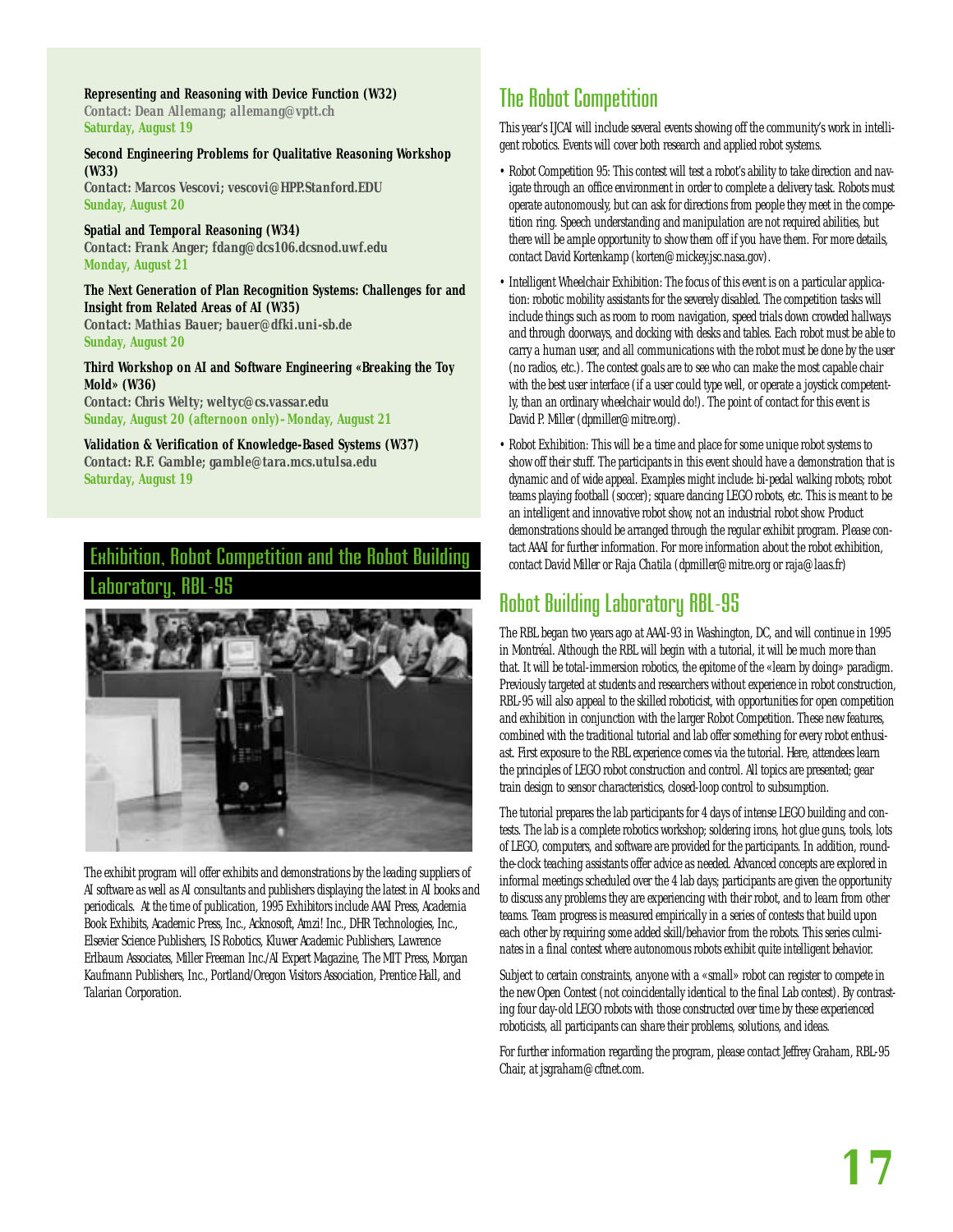**Representing and Reasoning with Device Function (W32)**
Contact: Dean Allemang; allemang@vptt.ch
Saturday, August 19

**Second Engineering Problems for Qualitative Reasoning Workshop (W33)**
Contact: Marcos Vescovi; vescovi@HPP.Stanford.EDU
Sunday, August 20

**Spatial and Temporal Reasoning (W34)**
Contact: Frank Anger; fdang@dcs106.dcsnod.uwf.edu
Monday, August 21

**The Next Generation of Plan Recognition Systems: Challenges for and Insight from Related Areas of AI (W35)**
Contact: Mathias Bauer; bauer@dfki.uni-sb.de
Sunday, August 20

**Third Workshop on AI and Software Engineering «Breaking the Toy Mold» (W36)**
Contact: Chris Welty; weltyc@cs.vassar.edu
Sunday, August 20 (afternoon only)- Monday, August 21

**Validation & Verification of Knowledge-Based Systems (W37)**
Contact: R.F. Gamble; gamble@tara.mcs.utulsa.edu
Saturday, August 19

## Exhibition, Robot Competition and the Robot Building Laboratory, RBL-95

The exhibit program will offer exhibits and demonstrations by the leading suppliers of AI software as well as AI consultants and publishers displaying the latest in AI books and periodicals. At the time of publication, 1995 Exhibitors include AAAI Press, Academia Book Exhibits, Academic Press, Inc., Acknosoft, Amzi! Inc., DHR Technologies, Inc., Elsevier Science Publishers, IS Robotics, Kluwer Academic Publishers, Lawrence Erlbaum Associates, Miller Freeman Inc./AI Expert Magazine, The MIT Press, Morgan Kaufmann Publishers, Inc., Portland/Oregon Visitors Association, Prentice Hall, and Talarian Corporation.

## The Robot Competition

This year's IJCAI will include several events showing off the community's work in intelligent robotics. Events will cover both research and applied robot systems.

- Robot Competition 95: This contest will test a robot's ability to take direction and navigate through an office environment in order to complete a delivery task. Robots must operate autonomously, but can ask for directions from people they meet in the competition ring. Speech understanding and manipulation are not required abilities, but there will be ample opportunity to show them off if you have them. For more details, contact David Kortenkamp (korten@mickey.jsc.nasa.gov).
- Intelligent Wheelchair Exhibition: The focus of this event is on a particular application: robotic mobility assistants for the severely disabled. The competition tasks will include things such as room to room navigation, speed trials down crowded hallways and through doorways, and docking with desks and tables. Each robot must be able to carry a human user, and all communications with the robot must be done by the user (no radios, etc.). The contest goals are to see who can make the most capable chair with the best user interface (if a user could type well, or operate a joystick competently, than an ordinary wheelchair would do!). The point of contact for this event is David P. Miller (dpmiller@mitre.org).
- Robot Exhibition: This will be a time and place for some unique robot systems to show off their stuff. The participants in this event should have a demonstration that is dynamic and of wide appeal. Examples might include: bi-pedal walking robots; robot teams playing football (soccer); square dancing LEGO robots, etc. This is meant to be an intelligent and innovative robot show, not an industrial robot show. Product demonstrations should be arranged through the regular exhibit program. Please contact AAAI for further information. For more information about the robot exhibition, contact David Miller or Raja Chatila (dpmiller@mitre.org or raja@laas.fr)

## Robot Building Laboratory RBL-95

The RBL began two years ago at AAAI-93 in Washington, DC, and will continue in 1995 in Montréal. Although the RBL will begin with a tutorial, it will be much more than that. It will be total-immersion robotics, the epitome of the «learn by doing» paradigm. Previously targeted at students and researchers without experience in robot construction, RBL-95 will also appeal to the skilled roboticist, with opportunities for open competition and exhibition in conjunction with the larger Robot Competition. These new features, combined with the traditional tutorial and lab offer something for every robot enthusiast. First exposure to the RBL experience comes via the tutorial. Here, attendees learn the principles of LEGO robot construction and control. All topics are presented; gear train design to sensor characteristics, closed-loop control to subsumption.

The tutorial prepares the lab participants for 4 days of intense LEGO building and contests. The lab is a complete robotics workshop; soldering irons, hot glue guns, tools, lots of LEGO, computers, and software are provided for the participants. In addition, round-the-clock teaching assistants offer advice as needed. Advanced concepts are explored in informal meetings scheduled over the 4 lab days; participants are given the opportunity to discuss any problems they are experiencing with their robot, and to learn from other teams. Team progress is measured empirically in a series of contests that build upon each other by requiring some added skill/behavior from the robots. This series culminates in a final contest where autonomous robots exhibit quite intelligent behavior.

Subject to certain constraints, anyone with a «small» robot can register to compete in the new Open Contest (not coincidentally identical to the final Lab contest). By contrasting four day-old LEGO robots with those constructed over time by these experienced roboticists, all participants can share their problems, solutions, and ideas.

For further information regarding the program, please contact Jeffrey Graham, RBL-95 Chair, at jsgraham@cftnet.com.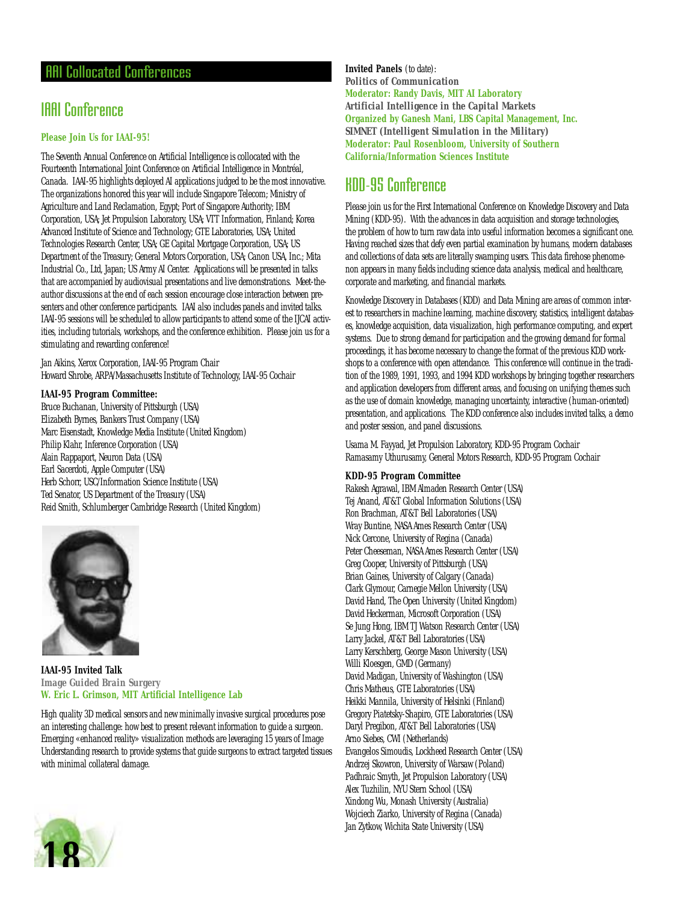## AAAI Collocated Conferences

## IAAI Conference

**Please Join Us for IAAI-95!**

The Seventh Annual Conference on Artificial Intelligence is collocated with the Fourteenth International Joint Conference on Artificial Intelligence in Montréal, Canada. IAAI-95 highlights deployed AI applications judged to be the most innovative. The organizations honored this year will include Singapore Telecom; Ministry of Agriculture and Land Reclamation, Egypt; Port of Singapore Authority; IBM Corporation, USA; Jet Propulsion Laboratory, USA; VTT Information, Finland; Korea Advanced Institute of Science and Technology; GTE Laboratories, USA; United Technologies Research Center, USA; GE Capital Mortgage Corporation, USA; US Department of the Treasury; General Motors Corporation, USA; Canon USA, Inc.; Mita Industrial Co., Ltd, Japan; US Army AI Center. Applications will be presented in talks that are accompanied by audiovisual presentations and live demonstrations. Meet-the-author discussions at the end of each session encourage close interaction between presenters and other conference participants. IAAI also includes panels and invited talks. IAAI-95 sessions will be scheduled to allow participants to attend some of the IJCAI activities, including tutorials, workshops, and the conference exhibition. Please join us for a stimulating and rewarding conference!

Jan Aikins, Xerox Corporation, IAAI-95 Program Chair
Howard Shrobe, ARPA/Massachusetts Institute of Technology, IAAI-95 Cochair

**IAAI-95 Program Committee:**
Bruce Buchanan, University of Pittsburgh (USA)
Elizabeth Byrnes, Bankers Trust Company (USA)
Marc Eisenstadt, Knowledge Media Institute (United Kingdom)
Philip Klahr, Inference Corporation (USA)
Alain Rappaport, Neuron Data (USA)
Earl Sacerdoti, Apple Computer (USA)
Herb Schorr, USC/Information Science Institute (USA)
Ted Senator, US Department of the Treasury (USA)
Reid Smith, Schlumberger Cambridge Research (United Kingdom)

**IAAI-95 Invited Talk**
*Image Guided Brain Surgery*
**W. Eric L. Grimson, MIT Artificial Intelligence Lab**

High quality 3D medical sensors and new minimally invasive surgical procedures pose an interesting challenge: how best to present relevant information to guide a surgeon. Emerging «enhanced reality» visualization methods are leveraging 15 years of Image Understanding research to provide systems that guide surgeons to extract targeted tissues with minimal collateral damage.

**Invited Panels** (to date):
*Politics of Communication*
**Moderator: Randy Davis, MIT AI Laboratory**
*Artificial Intelligence in the Capital Markets*
**Organized by Ganesh Mani, LBS Capital Management, Inc.**
*SIMNET (Intelligent Simulation in the Military)*
**Moderator: Paul Rosenbloom, University of Southern California/Information Sciences Institute**

## KDD-95 Conference

Please join us for the First International Conference on Knowledge Discovery and Data Mining (KDD-95). With the advances in data acquisition and storage technologies, the problem of how to turn raw data into useful information becomes a significant one. Having reached sizes that defy even partial examination by humans, modern databases and collections of data sets are literally swamping users. This data firehose phenomenon appears in many fields including science data analysis, medical and healthcare, corporate and marketing, and financial markets.

Knowledge Discovery in Databases (KDD) and Data Mining are areas of common interest to researchers in machine learning, machine discovery, statistics, intelligent databases, knowledge acquisition, data visualization, high performance computing, and expert systems. Due to strong demand for participation and the growing demand for formal proceedings, it has become necessary to change the format of the previous KDD workshops to a conference with open attendance. This conference will continue in the tradition of the 1989, 1991, 1993, and 1994 KDD workshops by bringing together researchers and application developers from different areas, and focusing on unifying themes such as the use of domain knowledge, managing uncertainty, interactive (human-oriented) presentation, and applications. The KDD conference also includes invited talks, a demo and poster session, and panel discussions.

Usama M. Fayyad, Jet Propulsion Laboratory, KDD-95 Program Cochair
Ramasamy Uthurusamy, General Motors Research, KDD-95 Program Cochair

**KDD-95 Program Committee**
Rakesh Agrawal, IBM Almaden Research Center (USA)
Tej Anand, AT&T Global Information Solutions (USA)
Ron Brachman, AT&T Bell Laboratories (USA)
Wray Buntine, NASA Ames Research Center (USA)
Nick Cercone, University of Regina (Canada)
Peter Cheeseman, NASA Ames Research Center (USA)
Greg Cooper, University of Pittsburgh (USA)
Brian Gaines, University of Calgary (Canada)
Clark Glymour, Carnegie Mellon University (USA)
David Hand, The Open University (United Kingdom)
David Heckerman, Microsoft Corporation (USA)
Se Jung Hong, IBM TJ Watson Research Center (USA)
Larry Jackel, AT&T Bell Laboratories (USA)
Larry Kerschberg, George Mason University (USA)
Willi Kloesgen, GMD (Germany)
David Madigan, University of Washington (USA)
Chris Matheus, GTE Laboratories (USA)
Heikki Mannila, University of Helsinki (Finland)
Gregory Piatetsky-Shapiro, GTE Laboratories (USA)
Daryl Pregibon, AT&T Bell Laboratories (USA)
Arno Siebes, CWI (Netherlands)
Evangelos Simoudis, Lockheed Research Center (USA)
Andrzej Skowron, University of Warsaw (Poland)
Padhraic Smyth, Jet Propulsion Laboratory (USA)
Alex Tuzhilin, NYU Stern School (USA)
Xindong Wu, Monash University (Australia)
Wojciech Ziarko, University of Regina (Canada)
Jan Zytkow, Wichita State University (USA)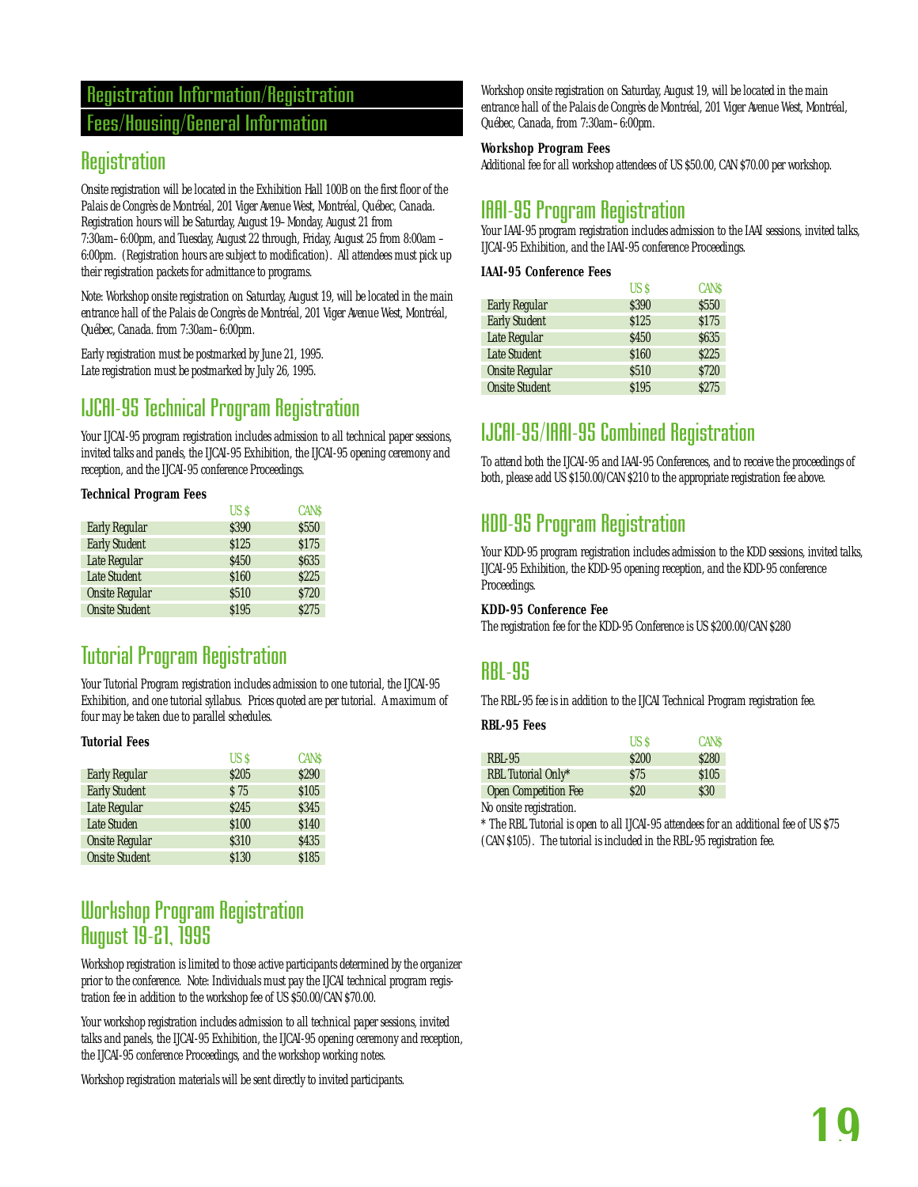# Registration Information/Registration Fees/Housing/General Information

## Registration

Onsite registration will be located in the Exhibition Hall 100B on the first floor of the Palais de Congrès de Montréal, 201 Viger Avenue West, Montréal, Québec, Canada. Registration hours will be Saturday, August 19–Monday, August 21 from 7:30am–6:00pm, and Tuesday, August 22 through, Friday, August 25 from 8:00am – 6:00pm. (Registration hours are subject to modification). All attendees must pick up their registration packets for admittance to programs.

Note: Workshop onsite registration on Saturday, August 19, will be located in the main entrance hall of the Palais de Congrès de Montréal, 201 Viger Avenue West, Montréal, Québec, Canada. from 7:30am–6:00pm.

Early registration must be postmarked by June 21, 1995.
Late registration must be postmarked by July 26, 1995.

## IJCAI-95 Technical Program Registration

Your IJCAI-95 program registration includes admission to all technical paper sessions, invited talks and panels, the IJCAI-95 Exhibition, the IJCAI-95 opening ceremony and reception, and the IJCAI-95 conference Proceedings.

**Technical Program Fees**

| | US $ | CAN$ |
|---|---|---|
| Early Regular | $390 | $550 |
| Early Student | $125 | $175 |
| Late Regular | $450 | $635 |
| Late Student | $160 | $225 |
| Onsite Regular | $510 | $720 |
| Onsite Student | $195 | $275 |

## Tutorial Program Registration

Your Tutorial Program registration includes admission to one tutorial, the IJCAI-95 Exhibition, and one tutorial syllabus. Prices quoted are per tutorial. A maximum of four may be taken due to parallel schedules.

**Tutorial Fees**

| | US $ | CAN$ |
|---|---|---|
| Early Regular | $205 | $290 |
| Early Student | $ 75 | $105 |
| Late Regular | $245 | $345 |
| Late Studen | $100 | $140 |
| Onsite Regular | $310 | $435 |
| Onsite Student | $130 | $185 |

## Workshop Program Registration August 19-21, 1995

Workshop registration is limited to those active participants determined by the organizer prior to the conference. Note: Individuals must pay the IJCAI technical program registration fee in addition to the workshop fee of US $50.00/CAN $70.00.

Your workshop registration includes admission to all technical paper sessions, invited talks and panels, the IJCAI-95 Exhibition, the IJCAI-95 opening ceremony and reception, the IJCAI-95 conference Proceedings, and the workshop working notes.

Workshop registration materials will be sent directly to invited participants.

Workshop onsite registration on Saturday, August 19, will be located in the main entrance hall of the Palais de Congrès de Montréal, 201 Viger Avenue West, Montréal, Québec, Canada, from 7:30am–6:00pm.

**Workshop Program Fees**

Additional fee for all workshop attendees of US $50.00, CAN $70.00 per workshop.

## IAAI-95 Program Registration

Your IAAI-95 program registration includes admission to the IAAI sessions, invited talks, IJCAI-95 Exhibition, and the IAAI-95 conference Proceedings.

**IAAI-95 Conference Fees**

| | US $ | CAN$ |
|---|---|---|
| Early Regular | $390 | $550 |
| Early Student | $125 | $175 |
| Late Regular | $450 | $635 |
| Late Student | $160 | $225 |
| Onsite Regular | $510 | $720 |
| Onsite Student | $195 | $275 |

## IJCAI-95/IAAI-95 Combined Registration

To attend both the IJCAI-95 and IAAI-95 Conferences, and to receive the proceedings of both, please add US $150.00/CAN $210 to the appropriate registration fee above.

## KDD-95 Program Registration

Your KDD-95 program registration includes admission to the KDD sessions, invited talks, IJCAI-95 Exhibition, the KDD-95 opening reception, and the KDD-95 conference Proceedings.

**KDD-95 Conference Fee**

The registration fee for the KDD-95 Conference is US $200.00/CAN $280

## RBL-95

The RBL-95 fee is in addition to the IJCAI Technical Program registration fee.

**RBL-95 Fees**

| | US $ | CAN$ |
|---|---|---|
| RBL-95 | $200 | $280 |
| RBL Tutorial Only* | $75 | $105 |
| Open Competition Fee | $20 | $30 |

No onsite registration.

* The RBL Tutorial is open to all IJCAI-95 attendees for an additional fee of US $75 (CAN $105). The tutorial is included in the RBL-95 registration fee.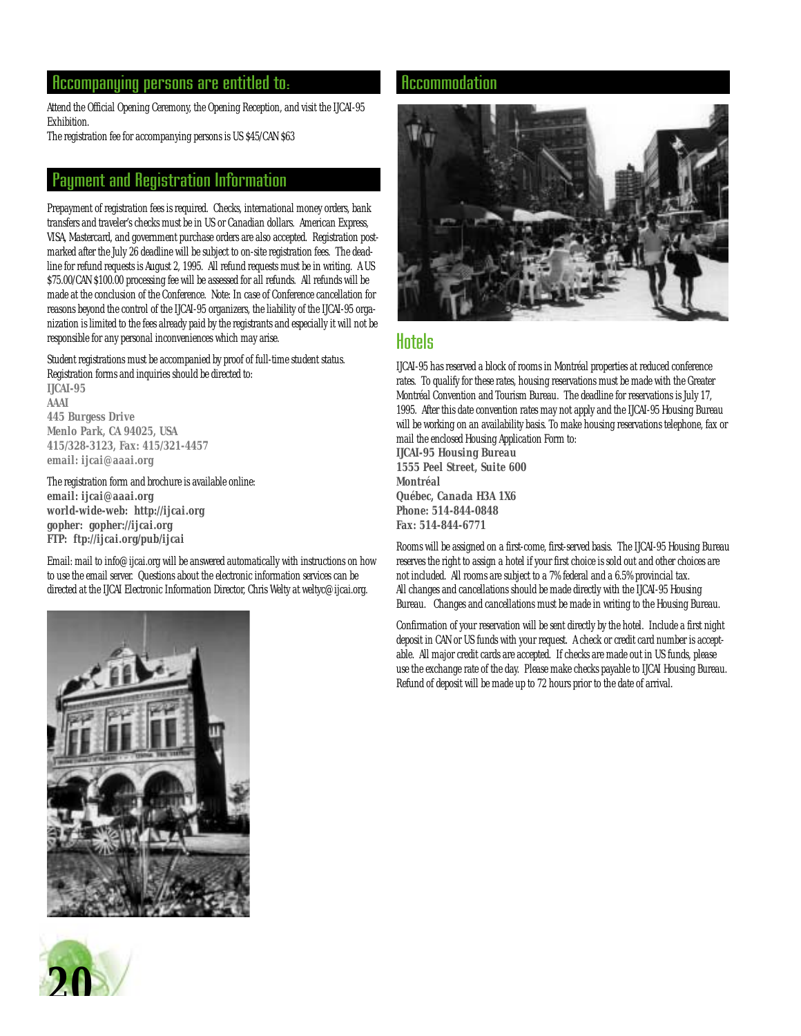## Accompanying persons are entitled to:

Attend the Official Opening Ceremony, the Opening Reception, and visit the IJCAI-95 Exhibition.
The registration fee for accompanying persons is US $45/CAN $63

## Payment and Registration Information

Prepayment of registration fees is required. Checks, international money orders, bank transfers and traveler's checks must be in US or Canadian dollars. American Express, VISA, Mastercard, and government purchase orders are also accepted. Registration postmarked after the July 26 deadline will be subject to on-site registration fees. The deadline for refund requests is August 2, 1995. All refund requests must be in writing. A US $75.00/CAN $100.00 processing fee will be assessed for all refunds. All refunds will be made at the conclusion of the Conference. Note: In case of Conference cancellation for reasons beyond the control of the IJCAI-95 organizers, the liability of the IJCAI-95 organization is limited to the fees already paid by the registrants and especially it will not be responsible for any personal inconveniences which may arise.

Student registrations must be accompanied by proof of full-time student status.
Registration forms and inquiries should be directed to:
**IJCAI-95**
**AAAI**
**445 Burgess Drive**
**Menlo Park, CA 94025, USA**
**415/328-3123, Fax: 415/321-4457**
**email: ijcai@aaai.org**

The registration form and brochure is available online:
**email: ijcai@aaai.org**
**world-wide-web: http://ijcai.org**
**gopher: gopher://ijcai.org**
**FTP: ftp://ijcai.org/pub/ijcai**

Email: mail to info@ijcai.org will be answered automatically with instructions on how to use the email server. Questions about the electronic information services can be directed at the IJCAI Electronic Information Director, Chris Welty at weltyc@ijcai.org.

## Accommodation

### Hotels

IJCAI-95 has reserved a block of rooms in Montréal properties at reduced conference rates. To qualify for these rates, housing reservations must be made with the Greater Montréal Convention and Tourism Bureau. The deadline for reservations is July 17, 1995. After this date convention rates may not apply and the IJCAI-95 Housing Bureau will be working on an availability basis. To make housing reservations telephone, fax or mail the enclosed Housing Application Form to:
**IJCAI-95 Housing Bureau**
**1555 Peel Street, Suite 600**
**Montréal**
**Québec, Canada H3A 1X6**
**Phone: 514-844-0848**
**Fax: 514-844-6771**

Rooms will be assigned on a first-come, first-served basis. The IJCAI-95 Housing Bureau reserves the right to assign a hotel if your first choice is sold out and other choices are not included. All rooms are subject to a 7% federal and a 6.5% provincial tax.
All changes and cancellations should be made directly with the IJCAI-95 Housing Bureau. Changes and cancellations must be made in writing to the Housing Bureau.

Confirmation of your reservation will be sent directly by the hotel. Include a first night deposit in CAN or US funds with your request. A check or credit card number is acceptable. All major credit cards are accepted. If checks are made out in US funds, please use the exchange rate of the day. Please make checks payable to IJCAI Housing Bureau. Refund of deposit will be made up to 72 hours prior to the date of arrival.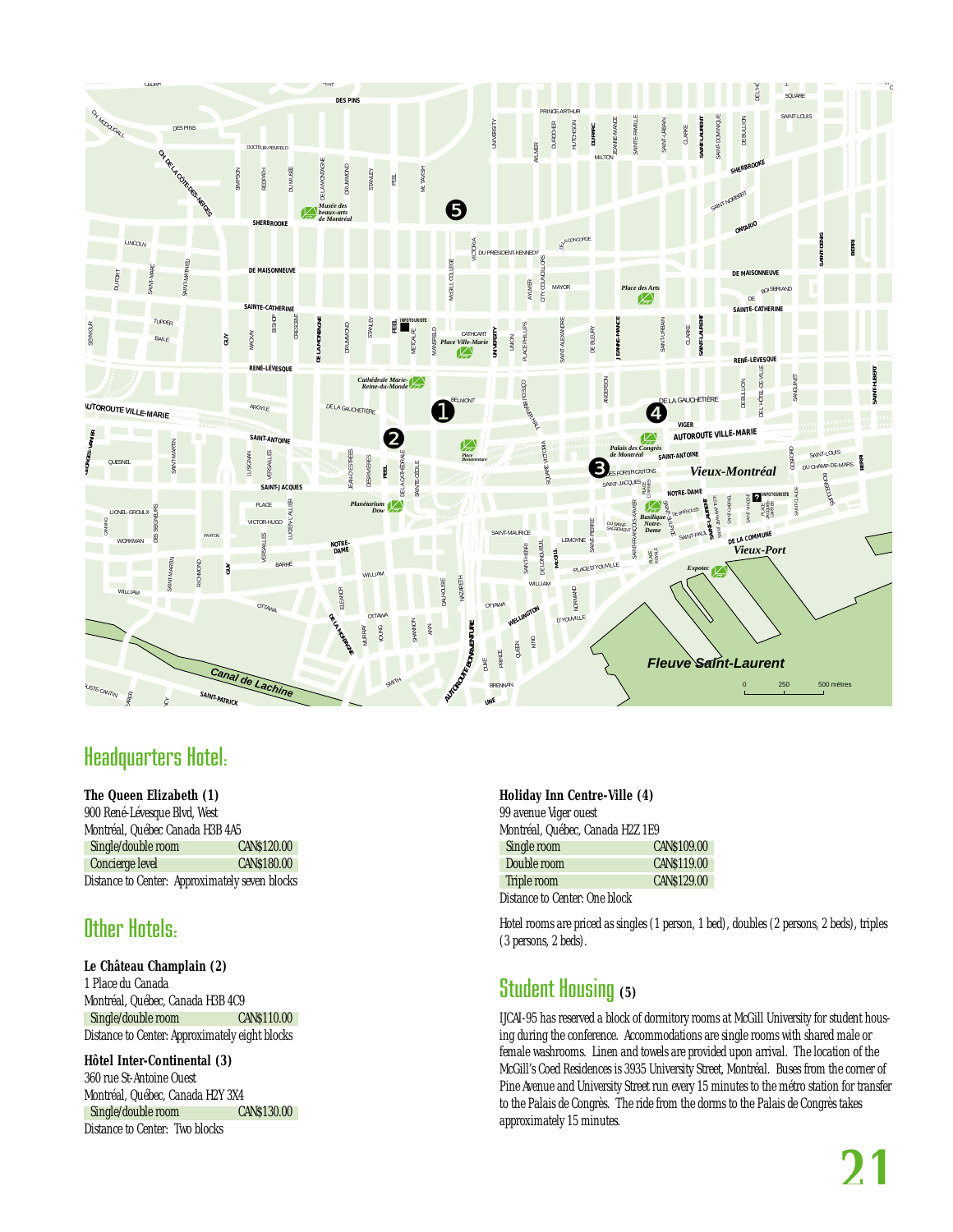## Headquarters Hotel:

**The Queen Elizabeth (1)**
900 René-Lévesque Blvd, West
Montréal, Québec Canada H3B 4A5

| | |
|---|---|
| Single/double room | CAN$120.00 |
| Concierge level | CAN$180.00 |

Distance to Center: Approximately seven blocks

## Other Hotels:

**Le Château Champlain (2)**
1 Place du Canada
Montréal, Québec, Canada H3B 4C9

| | |
|---|---|
| Single/double room | CAN$110.00 |

Distance to Center: Approximately eight blocks

**Hôtel Inter-Continental (3)**
360 rue St-Antoine Ouest
Montréal, Québec, Canada H2Y 3X4

| | |
|---|---|
| Single/double room | CAN$130.00 |

Distance to Center: Two blocks

**Holiday Inn Centre-Ville (4)**
99 avenue Viger ouest
Montréal, Québec, Canada H2Z 1E9

| | |
|---|---|
| Single room | CAN$109.00 |
| Double room | CAN$119.00 |
| Triple room | CAN$129.00 |

Distance to Center: One block

Hotel rooms are priced as singles (1 person, 1 bed), doubles (2 persons, 2 beds), triples (3 persons, 2 beds).

## Student Housing (5)

IJCAI-95 has reserved a block of dormitory rooms at McGill University for student housing during the conference. Accommodations are single rooms with shared male or female washrooms. Linen and towels are provided upon arrival. The location of the McGill's Coed Residences is 3935 University Street, Montréal. Buses from the corner of Pine Avenue and University Street run every 15 minutes to the métro station for transfer to the Palais de Congrès. The ride from the dorms to the Palais de Congrès takes approximately 15 minutes.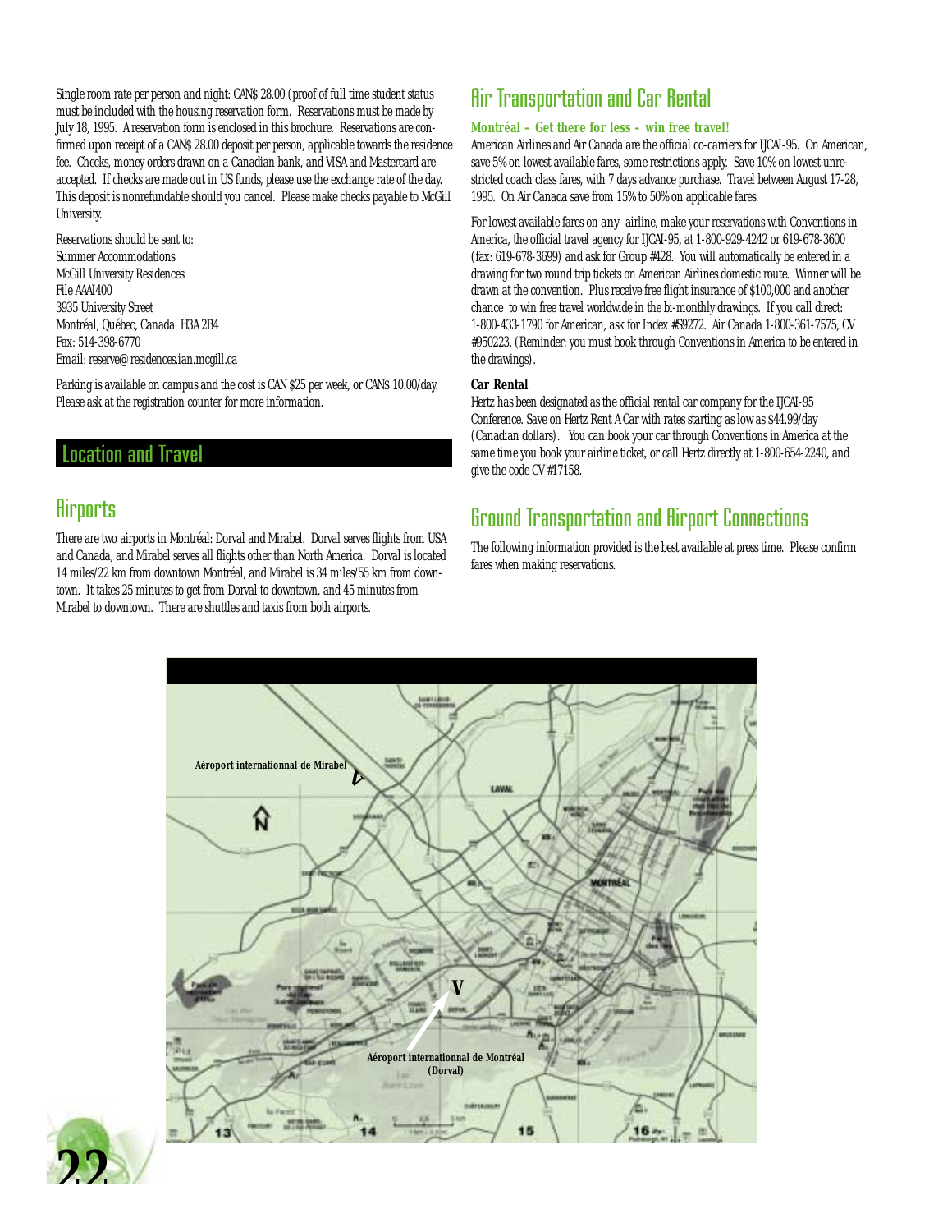Single room rate per person and night: CAN$ 28.00 (proof of full time student status must be included with the housing reservation form. Reservations must be made by July 18, 1995. A reservation form is enclosed in this brochure. Reservations are confirmed upon receipt of a CAN$ 28.00 deposit per person, applicable towards the residence fee. Checks, money orders drawn on a Canadian bank, and VISA and Mastercard are accepted. If checks are made out in US funds, please use the exchange rate of the day. This deposit is nonrefundable should you cancel. Please make checks payable to McGill University.

Reservations should be sent to:
Summer Accommodations
McGill University Residences
File AAAI400
3935 University Street
Montréal, Québec, Canada H3A 2B4
Fax: 514-398-6770
Email: reserve@residences.ian.mcgill.ca

Parking is available on campus and the cost is CAN $25 per week, or CAN$ 10.00/day. Please ask at the registration counter for more information.

# Location and Travel

## Airports

There are two airports in Montréal: Dorval and Mirabel. Dorval serves flights from USA and Canada, and Mirabel serves all flights other than North America. Dorval is located 14 miles/22 km from downtown Montréal, and Mirabel is 34 miles/55 km from downtown. It takes 25 minutes to get from Dorval to downtown, and 45 minutes from Mirabel to downtown. There are shuttles and taxis from both airports.

## Air Transportation and Car Rental

**Montréal - Get there for less - win free travel!**

American Airlines and Air Canada are the official co-carriers for IJCAI-95. On American, save 5% on lowest available fares, some restrictions apply. Save 10% on lowest unrestricted coach class fares, with 7 days advance purchase. Travel between August 17-28, 1995. On Air Canada save from 15% to 50% on applicable fares.

For lowest available fares on *any* airline, make your reservations with Conventions in America, the official travel agency for IJCAI-95, at 1-800-929-4242 or 619-678-3600 (fax: 619-678-3699) and ask for Group #428. You will automatically be entered in a drawing for two round trip tickets on American Airlines domestic route. Winner will be drawn at the convention. Plus receive free flight insurance of $100,000 and another chance to win free travel worldwide in the bi-monthly drawings. If you call direct: 1-800-433-1790 for American, ask for Index #S9272. Air Canada 1-800-361-7575, CV #950223. (Reminder: you must book through Conventions in America to be entered in the drawings).

**Car Rental**

Hertz has been designated as the official rental car company for the IJCAI-95 Conference. Save on Hertz Rent A Car with rates starting as low as $44.99/day (Canadian dollars). You can book your car through Conventions in America at the same time you book your airline ticket, or call Hertz directly at 1-800-654-2240, and give the code CV #17158.

## Ground Transportation and Airport Connections

The following information provided is the best available at press time. Please confirm fares when making reservations.

Aéroport internationnal de Mirabel

Aéroport internationnal de Montréal (Dorval)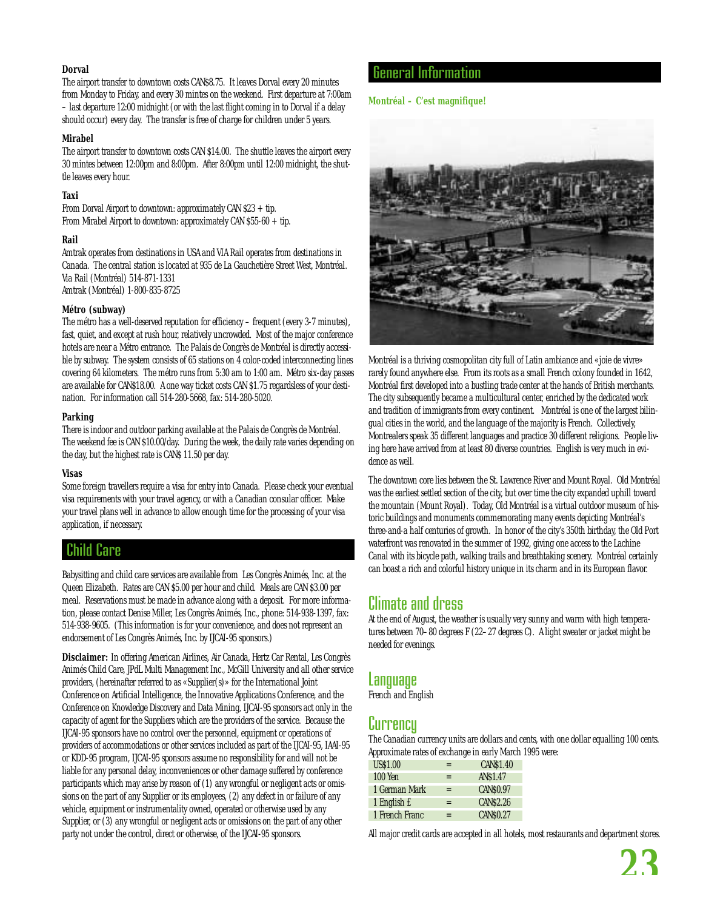### Dorval

The airport transfer to downtown costs CAN$8.75. It leaves Dorval every 20 minutes from Monday to Friday, and every 30 mintes on the weekend. First departure at 7:00am – last departure 12:00 midnight (or with the last flight coming in to Dorval if a delay should occur) every day. The transfer is free of charge for children under 5 years.

### Mirabel

The airport transfer to downtown costs CAN $14.00. The shuttle leaves the airport every 30 mintes between 12:00pm and 8:00pm. After 8:00pm until 12:00 midnight, the shuttle leaves every hour.

### Taxi

From Dorval Airport to downtown: approximately CAN $23 + tip.
From Mirabel Airport to downtown: approximately CAN $55-60 + tip.

### Rail

Amtrak operates from destinations in USA and VIA Rail operates from destinations in Canada. The central station is located at 935 de La Gauchetière Street West, Montréal.
Via Rail (Montréal) 514-871-1331
Amtrak (Montréal) 1-800-835-8725

### Métro (subway)

The métro has a well-deserved reputation for efficiency – frequent (every 3-7 minutes), fast, quiet, and except at rush hour, relatively uncrowded. Most of the major conference hotels are near a Métro entrance. The Palais de Congrès de Montréal is directly accessible by subway. The system consists of 65 stations on 4 color-coded interconnecting lines covering 64 kilometers. The métro runs from 5:30 am to 1:00 am. Métro six-day passes are available for CAN$18.00. A one way ticket costs CAN $1.75 regardless of your destination. For information call 514-280-5668, fax: 514-280-5020.

### Parking

There is indoor and outdoor parking available at the Palais de Congrès de Montréal. The weekend fee is CAN $10.00/day. During the week, the daily rate varies depending on the day, but the highest rate is CAN$ 11.50 per day.

### Visas

Some foreign travellers require a visa for entry into Canada. Please check your eventual visa requirements with your travel agency, or with a Canadian consular officer. Make your travel plans well in advance to allow enough time for the processing of your visa application, if necessary.

## Child Care

Babysitting and child care services are available from Les Congrès Animés, Inc. at the Queen Elizabeth. Rates are CAN $5.00 per hour and child. Meals are CAN $3.00 per meal. Reservations must be made in advance along with a deposit. For more information, please contact Denise Miller, Les Congrès Animés, Inc., phone: 514-938-1397, fax: 514-938-9605. (This information is for your convenience, and does not represent an endorsement of Les Congrès Animés, Inc. by IJCAI-95 sponsors.)

**Disclaimer:** In offering American Airlines, Air Canada, Hertz Car Rental, Les Congrès Animés Child Care, JPdL Multi Management Inc., McGill University and all other service providers, (hereinafter referred to as «Supplier(s)» for the International Joint Conference on Artificial Intelligence, the Innovative Applications Conference, and the Conference on Knowledge Discovery and Data Mining, IJCAI-95 sponsors act only in the capacity of agent for the Suppliers which are the providers of the service. Because the IJCAI-95 sponsors have no control over the personnel, equipment or operations of providers of accommodations or other services included as part of the IJCAI-95, IAAI-95 or KDD-95 program, IJCAI-95 sponsors assume no responsibility for and will not be liable for any personal delay, inconveniences or other damage suffered by conference participants which may arise by reason of (1) any wrongful or negligent acts or omissions on the part of any Supplier or its employees, (2) any defect in or failure of any vehicle, equipment or instrumentality owned, operated or otherwise used by any Supplier, or (3) any wrongful or negligent acts or omissions on the part of any other party not under the control, direct or otherwise, of the IJCAI-95 sponsors.

## General Information

**Montréal - C'est magnifique!**

Montréal is a thriving cosmopolitan city full of Latin ambiance and «joie de vivre» rarely found anywhere else. From its roots as a small French colony founded in 1642, Montréal first developed into a bustling trade center at the hands of British merchants. The city subsequently became a multicultural center, enriched by the dedicated work and tradition of immigrants from every continent. Montréal is one of the largest bilingual cities in the world, and the language of the majority is French. Collectively, Montrealers speak 35 different languages and practice 30 different religions. People living here have arrived from at least 80 diverse countries. English is very much in evidence as well.

The downtown core lies between the St. Lawrence River and Mount Royal. Old Montréal was the earliest settled section of the city, but over time the city expanded uphill toward the mountain (Mount Royal). Today, Old Montréal is a virtual outdoor museum of historic buildings and monuments commemorating many events depicting Montréal's three-and-a half centuries of growth. In honor of the city's 350th birthday, the Old Port waterfront was renovated in the summer of 1992, giving one access to the Lachine Canal with its bicycle path, walking trails and breathtaking scenery. Montréal certainly can boast a rich and colorful history unique in its charm and in its European flavor.

## Climate and dress

At the end of August, the weather is usually very sunny and warm with high temperatures between 70–80 degrees F (22–27 degrees C). A light sweater or jacket might be needed for evenings.

## Language

French and English

## Currency

The Canadian currency units are dollars and cents, with one dollar equalling 100 cents. Approximate rates of exchange in early March 1995 were:

| | | |
|---|---|---|
| US$1.00 | = | CAN$1.40 |
| 100 Yen | = | AN$1.47 |
| 1 German Mark | = | CAN$0.97 |
| 1 English £ | = | CAN$2.26 |
| 1 French Franc | = | CAN$0.27 |

All major credit cards are accepted in all hotels, most restaurants and department stores.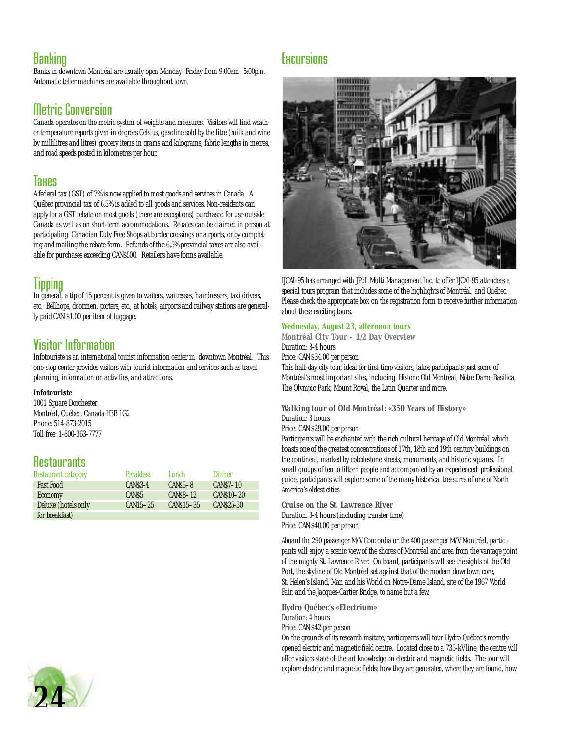## Banking

Banks in downtown Montréal are usually open Monday–Friday from 9:00am–5:00pm. Automatic teller machines are available throughout town.

## Metric Conversion

Canada operates on the metric system of weights and measures. Visitors will find weather temperature reports given in degrees Celsius, gasoline sold by the litre (milk and wine by millilitres and litres) grocery items in grams and kilograms, fabric lengths in metres, and road speeds posted in kilometres per hour.

## Taxes

A federal tax (GST) of 7% is now applied to most goods and services in Canada. A Québec provincial tax of 6,5% is added to all goods and services. Non-residents can apply for a GST rebate on most goods (there are exceptions) purchased for use outside Canada as well as on short-term accommodations. Rebates can be claimed in person at participating Canadian Duty Free Shops at border crossings or airports, or by completing and mailing the rebate form. Refunds of the 6,5% provincial taxes are also available for purchases exceeding CAN$500. Retailers have forms available.

## Tipping

In general, a tip of 15 percent is given to waiters, waitresses, hairdressers, taxi drivers, etc. Bellhops, doormen, porters, etc., at hotels, airports and railway stations are generally paid CAN $1.00 per item of luggage.

## Visitor Information

Infotouriste is an international tourist information center in downtown Montréal. This one-stop center provides visitors with tourist information and services such as travel planning, information on activities, and attractions.

**Infotouriste**
1001 Square Dorchester
Montréal, Québec, Canada H3B 1G2
Phone: 514-873-2015
Toll free: 1-800-363-7777

## Restaurants

| Restaurant category | Breakfast | Lunch | Dinner |
|---|---|---|---|
| Fast Food | CAN$3-4 | CAN$5–8 | CAN$7–10 |
| Economy | CAN$5 | CAN$8–12 | CAN$10–20 |
| Deluxe (hotels only for breakfast) | CAN15–25 | CAN$15–35 | CAN$25-50 |

## Excursions

IJCAI-95 has arranged with JPdL Multi Management Inc. to offer IJCAI-95 attendees a special tours program that includes some of the highlights of Montréal, and Québec. Please check the appropriate box on the registration form to receive further information about these exciting tours.

**Wednesday, August 23, afternoon tours**

**Montréal City Tour – 1/2 Day Overview**
Duration: 3-4 hours
Price: CAN $34.00 per person
This half-day city tour, ideal for first-time visitors, takes participants past some of Montréal's most important sites, including: Historic Old Montréal, Notre Dame Basilica, The Olympic Park, Mount Royal, the Latin Quarter and more.

**Walking tour of Old Montréal: «350 Years of History»**
Duration: 3 hours
Price: CAN $29.00 per person
Participants will be enchanted with the rich cultural heritage of Old Montréal, which boasts one of the greatest concentrations of 17th, 18th and 19th century buildings on the continent, marked by cobblestone streets, monuments, and historic squares. In small groups of ten to fifteen people and accompanied by an experienced professional guide, participants will explore some of the many historical treasures of one of North America's oldest cities.

**Cruise on the St. Lawrence River**
Duration: 3-4 hours (including transfer time)
Price: CAN $40.00 per person

Aboard the 290 passenger M/V Concordia or the 400 passenger M/V Montréal, participants will enjoy a scenic view of the shores of Montréal and area from the vantage point of the mighty St. Lawrence River. On board, participants will see the sights of the Old Port, the skyline of Old Montréal set against that of the modern downtown core, St. Helen's Island, Man and his World on Notre-Dame Island, site of the 1967 World Fair, and the Jacques-Cartier Bridge, to name but a few.

**Hydro Québec's «Electrium»**
Duration: 4 hours
Price: CAN $42 per person
On the grounds of its research insitute, participants will tour Hydro Québec's recently opened electric and magnetic field centre. Located close to a 735-kV line, the centre will offer visitors state-of-the-art knowledge on electric and magnetic fields. The tour will explore electric and magnetic fields; how they are generated, where they are found, how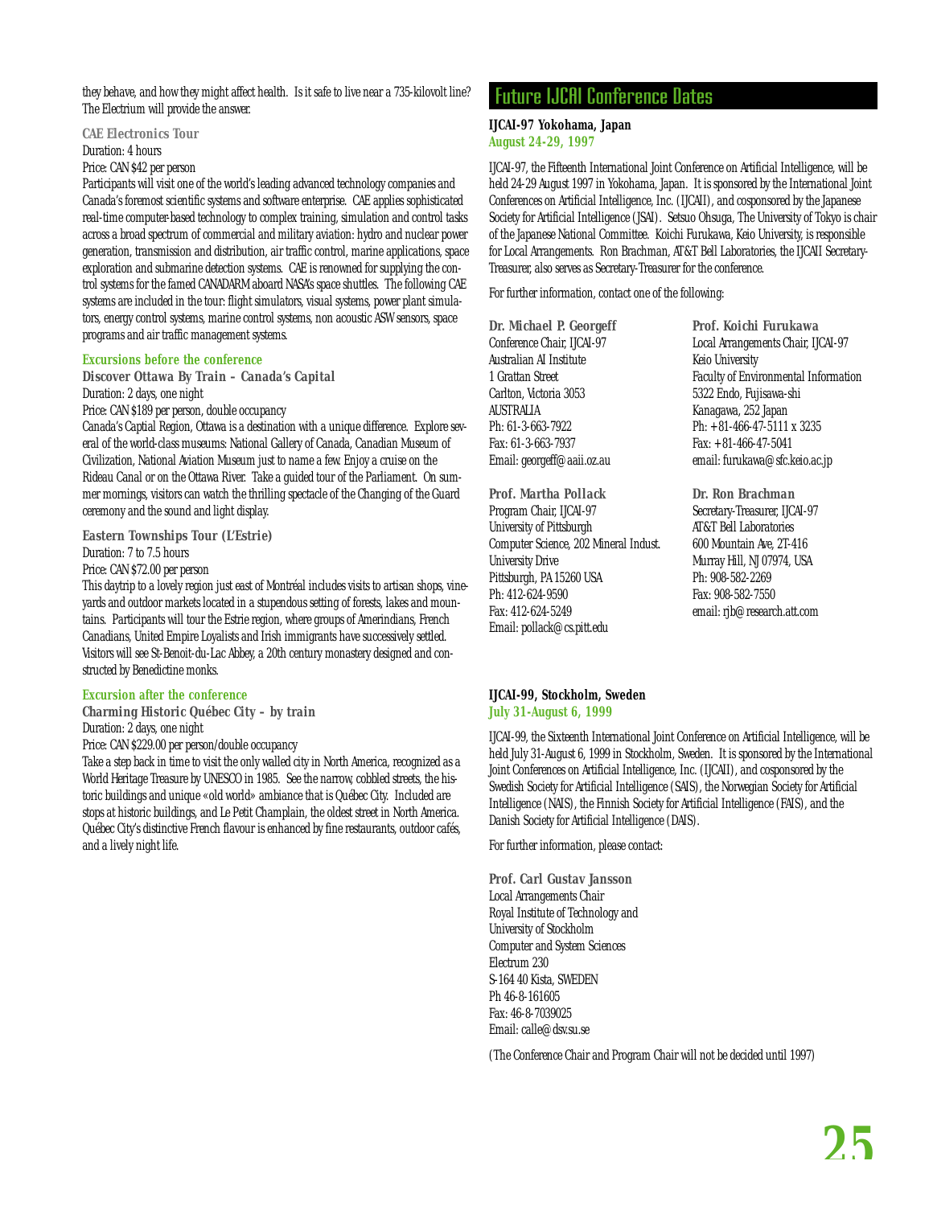they behave, and how they might affect health. Is it safe to live near a 735-kilovolt line? The Electrium will provide the answer.

**CAE Electronics Tour**

Duration: 4 hours
Price: CAN $42 per person

Participants will visit one of the world's leading advanced technology companies and Canada's foremost scientific systems and software enterprise. CAE applies sophisticated real-time computer-based technology to complex training, simulation and control tasks across a broad spectrum of commercial and military aviation: hydro and nuclear power generation, transmission and distribution, air traffic control, marine applications, space exploration and submarine detection systems. CAE is renowned for supplying the control systems for the famed CANADARM aboard NASA's space shuttles. The following CAE systems are included in the tour: flight simulators, visual systems, power plant simulators, energy control systems, marine control systems, non acoustic ASW sensors, space programs and air traffic management systems.

### Excursions before the conference

**Discover Ottawa By Train – Canada's Capital**

Duration: 2 days, one night
Price: CAN $189 per person, double occupancy

Canada's Captial Region, Ottawa is a destination with a unique difference. Explore several of the world-class museums: National Gallery of Canada, Canadian Museum of Civilization, National Aviation Museum just to name a few. Enjoy a cruise on the Rideau Canal or on the Ottawa River. Take a guided tour of the Parliament. On summer mornings, visitors can watch the thrilling spectacle of the Changing of the Guard ceremony and the sound and light display.

**Eastern Townships Tour (L'Estrie)**

Duration: 7 to 7.5 hours
Price: CAN $72.00 per person

This daytrip to a lovely region just east of Montréal includes visits to artisan shops, vineyards and outdoor markets located in a stupendous setting of forests, lakes and mountains. Participants will tour the Estrie region, where groups of Amerindians, French Canadians, United Empire Loyalists and Irish immigrants have successively settled. Visitors will see St-Benoit-du-Lac Abbey, a 20th century monastery designed and constructed by Benedictine monks.

### Excursion after the conference

**Charming Historic Québec City – by train**

Duration: 2 days, one night
Price: CAN $229.00 per person/double occupancy

Take a step back in time to visit the only walled city in North America, recognized as a World Heritage Treasure by UNESCO in 1985. See the narrow, cobbled streets, the historic buildings and unique «old world» ambiance that is Québec City. Included are stops at historic buildings, and Le Petit Champlain, the oldest street in North America. Québec City's distinctive French flavour is enhanced by fine restaurants, outdoor cafés, and a lively night life.

## Future IJCAI Conference Dates

**IJCAI-97 Yokohama, Japan**
**August 24-29, 1997**

IJCAI-97, the Fifteenth International Joint Conference on Artificial Intelligence, will be held 24-29 August 1997 in Yokohama, Japan. It is sponsored by the International Joint Conferences on Artificial Intelligence, Inc. (IJCAII), and cosponsored by the Japanese Society for Artificial Intelligence (JSAI). Setsuo Ohsuga, The University of Tokyo is chair of the Japanese National Committee. Koichi Furukawa, Keio University, is responsible for Local Arrangements. Ron Brachman, AT&T Bell Laboratories, the IJCAII Secretary-Treasurer, also serves as Secretary-Treasurer for the conference.

For further information, contact one of the following:

**Dr. Michael P. Georgeff**
Conference Chair, IJCAI-97
Australian AI Institute
1 Grattan Street
Carlton, Victoria 3053
AUSTRALIA
Ph: 61-3-663-7922
Fax: 61-3-663-7937
Email: georgeff@aaii.oz.au

**Prof. Koichi Furukawa**
Local Arrangements Chair, IJCAI-97
Keio University
Faculty of Environmental Information
5322 Endo, Fujisawa-shi
Kanagawa, 252 Japan
Ph: +81-466-47-5111 x 3235
Fax: +81-466-47-5041
email: furukawa@sfc.keio.ac.jp

**Prof. Martha Pollack**
Program Chair, IJCAI-97
University of Pittsburgh
Computer Science, 202 Mineral Indust.
University Drive
Pittsburgh, PA 15260 USA
Ph: 412-624-9590
Fax: 412-624-5249
Email: pollack@cs.pitt.edu

**Dr. Ron Brachman**
Secretary-Treasurer, IJCAI-97
AT&T Bell Laboratories
600 Mountain Ave, 2T-416
Murray Hill, NJ 07974, USA
Ph: 908-582-2269
Fax: 908-582-7550
email: rjb@research.att.com

**IJCAI-99, Stockholm, Sweden**
**July 31-August 6, 1999**

IJCAI-99, the Sixteenth International Joint Conference on Artificial Intelligence, will be held July 31-August 6, 1999 in Stockholm, Sweden. It is sponsored by the International Joint Conferences on Artificial Intelligence, Inc. (IJCAII), and cosponsored by the Swedish Society for Artificial Intelligence (SAIS), the Norwegian Society for Artificial Intelligence (NAIS), the Finnish Society for Artificial Intelligence (FAIS), and the Danish Society for Artificial Intelligence (DAIS).

For further information, please contact:

**Prof. Carl Gustav Jansson**
Local Arrangements Chair
Royal Institute of Technology and
University of Stockholm
Computer and System Sciences
Electrum 230
S-164 40 Kista, SWEDEN
Ph 46-8-161605
Fax: 46-8-7039025
Email: calle@dsv.su.se

(The Conference Chair and Program Chair will not be decided until 1997)